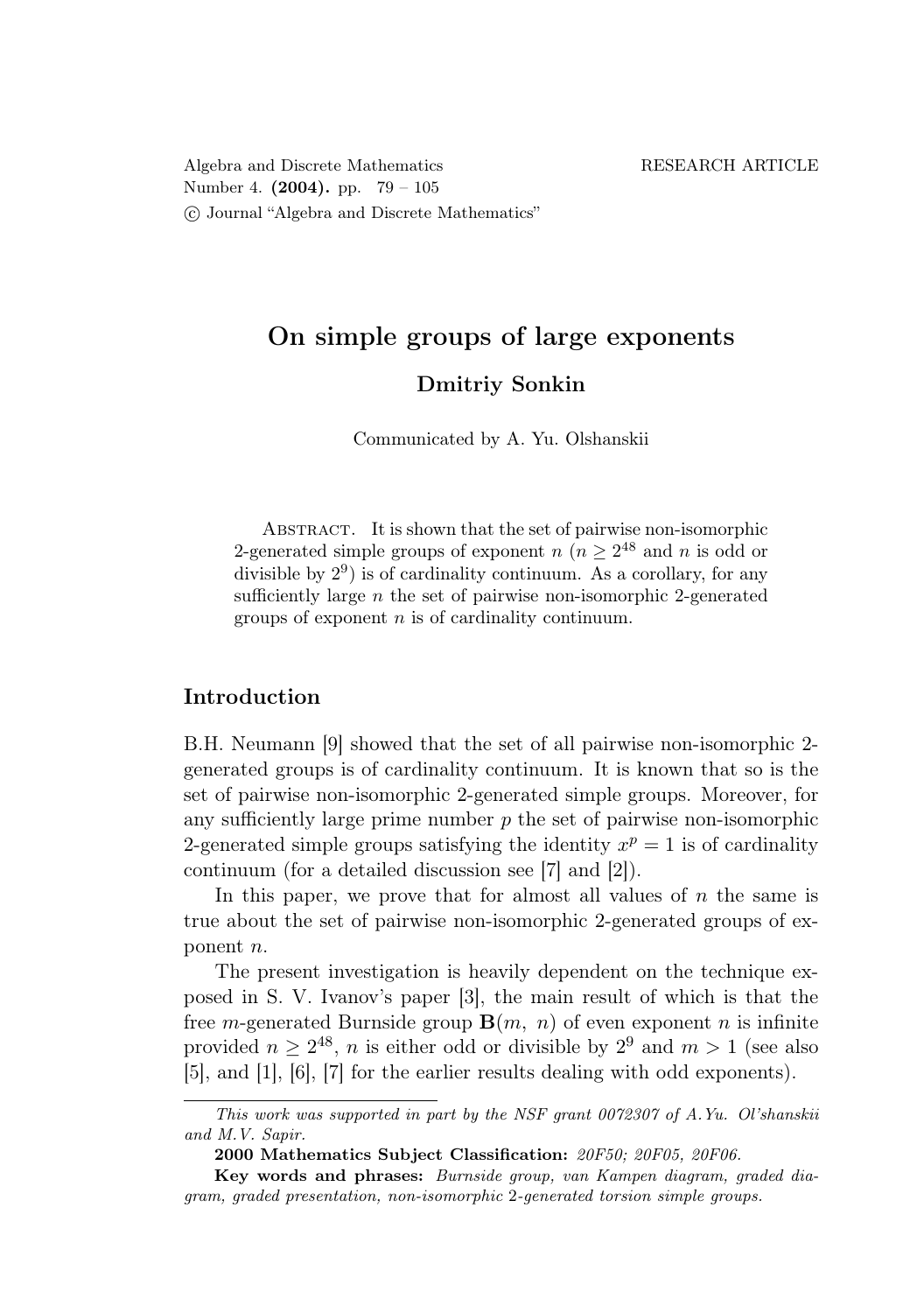# On simple groups of large exponents

**Dmitriy Sonkin**

Communicated by A. Yu. Olshanskii

Abstract. It is shown that the set of pairwise non-isomorphic 2-generated simple groups of exponent $n$ ($n \geq 2^{48}$ and $n$ is odd or divisible by $2^9$) is of cardinality continuum. As a corollary, for any sufficiently large $n$ the set of pairwise non-isomorphic 2-generated groups of exponent $n$ is of cardinality continuum.

## Introduction

B.H. Neumann [9] showed that the set of all pairwise non-isomorphic 2-generated groups is of cardinality continuum. It is known that so is the set of pairwise non-isomorphic 2-generated simple groups. Moreover, for any sufficiently large prime number $p$ the set of pairwise non-isomorphic 2-generated simple groups satisfying the identity $x^p = 1$ is of cardinality continuum (for a detailed discussion see [7] and [2]).

In this paper, we prove that for almost all values of $n$ the same is true about the set of pairwise non-isomorphic 2-generated groups of exponent $n$.

The present investigation is heavily dependent on the technique exposed in S. V. Ivanov's paper [3], the main result of which is that the free $m$-generated Burnside group $\mathbf{B}(m, n)$ of even exponent $n$ is infinite provided $n \geq 2^{48}$, $n$ is either odd or divisible by $2^9$ and $m > 1$ (see also [5], and [1], [6], [7] for the earlier results dealing with odd exponents).

---

*This work was supported in part by the NSF grant 0072307 of A.Yu. Ol'shanskii and M.V. Sapir.*

**2000 Mathematics Subject Classification:** *20F50; 20F05, 20F06.*

**Key words and phrases:** *Burnside group, van Kampen diagram, graded diagram, graded presentation, non-isomorphic 2-generated torsion simple groups.*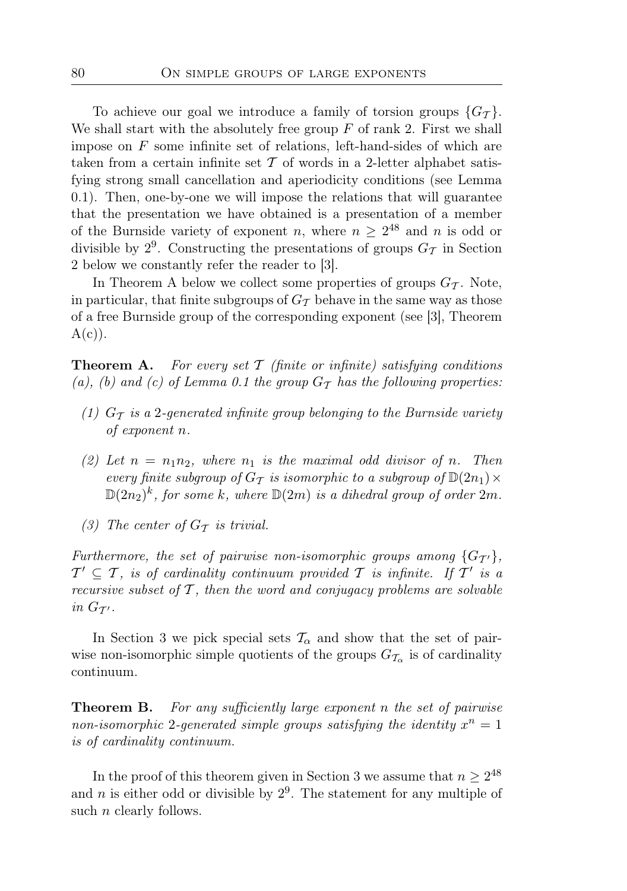To achieve our goal we introduce a family of torsion groups $\{G_{\mathcal{T}}\}$. We shall start with the absolutely free group $F$ of rank 2. First we shall impose on $F$ some infinite set of relations, left-hand-sides of which are taken from a certain infinite set $\mathcal{T}$ of words in a 2-letter alphabet satisfying strong small cancellation and aperiodicity conditions (see Lemma 0.1). Then, one-by-one we will impose the relations that will guarantee that the presentation we have obtained is a presentation of a member of the Burnside variety of exponent $n$, where $n \geq 2^{48}$ and $n$ is odd or divisible by $2^9$. Constructing the presentations of groups $G_{\mathcal{T}}$ in Section 2 below we constantly refer the reader to [3].

In Theorem A below we collect some properties of groups $G_{\mathcal{T}}$. Note, in particular, that finite subgroups of $G_{\mathcal{T}}$ behave in the same way as those of a free Burnside group of the corresponding exponent (see [3], Theorem A(c)).

**Theorem A.** *For every set $\mathcal{T}$ (finite or infinite) satisfying conditions (a), (b) and (c) of Lemma 0.1 the group $G_{\mathcal{T}}$ has the following properties:*

*(1) $G_{\mathcal{T}}$ is a 2-generated infinite group belonging to the Burnside variety of exponent $n$.*

*(2) Let $n = n_1 n_2$, where $n_1$ is the maximal odd divisor of $n$. Then every finite subgroup of $G_{\mathcal{T}}$ is isomorphic to a subgroup of $\mathbb{D}(2n_1) \times \mathbb{D}(2n_2)^k$, for some $k$, where $\mathbb{D}(2m)$ is a dihedral group of order $2m$.*

*(3) The center of $G_{\mathcal{T}}$ is trivial.*

*Furthermore, the set of pairwise non-isomorphic groups among $\{G_{\mathcal{T}'}\}$, $\mathcal{T}' \subseteq \mathcal{T}$, is of cardinality continuum provided $\mathcal{T}$ is infinite. If $\mathcal{T}'$ is a recursive subset of $\mathcal{T}$, then the word and conjugacy problems are solvable in $G_{\mathcal{T}'}$.*

In Section 3 we pick special sets $\mathcal{T}_\alpha$ and show that the set of pairwise non-isomorphic simple quotients of the groups $G_{\mathcal{T}_\alpha}$ is of cardinality continuum.

**Theorem B.** *For any sufficiently large exponent $n$ the set of pairwise non-isomorphic 2-generated simple groups satisfying the identity $x^n = 1$ is of cardinality continuum.*

In the proof of this theorem given in Section 3 we assume that $n \geq 2^{48}$ and $n$ is either odd or divisible by $2^9$. The statement for any multiple of such $n$ clearly follows.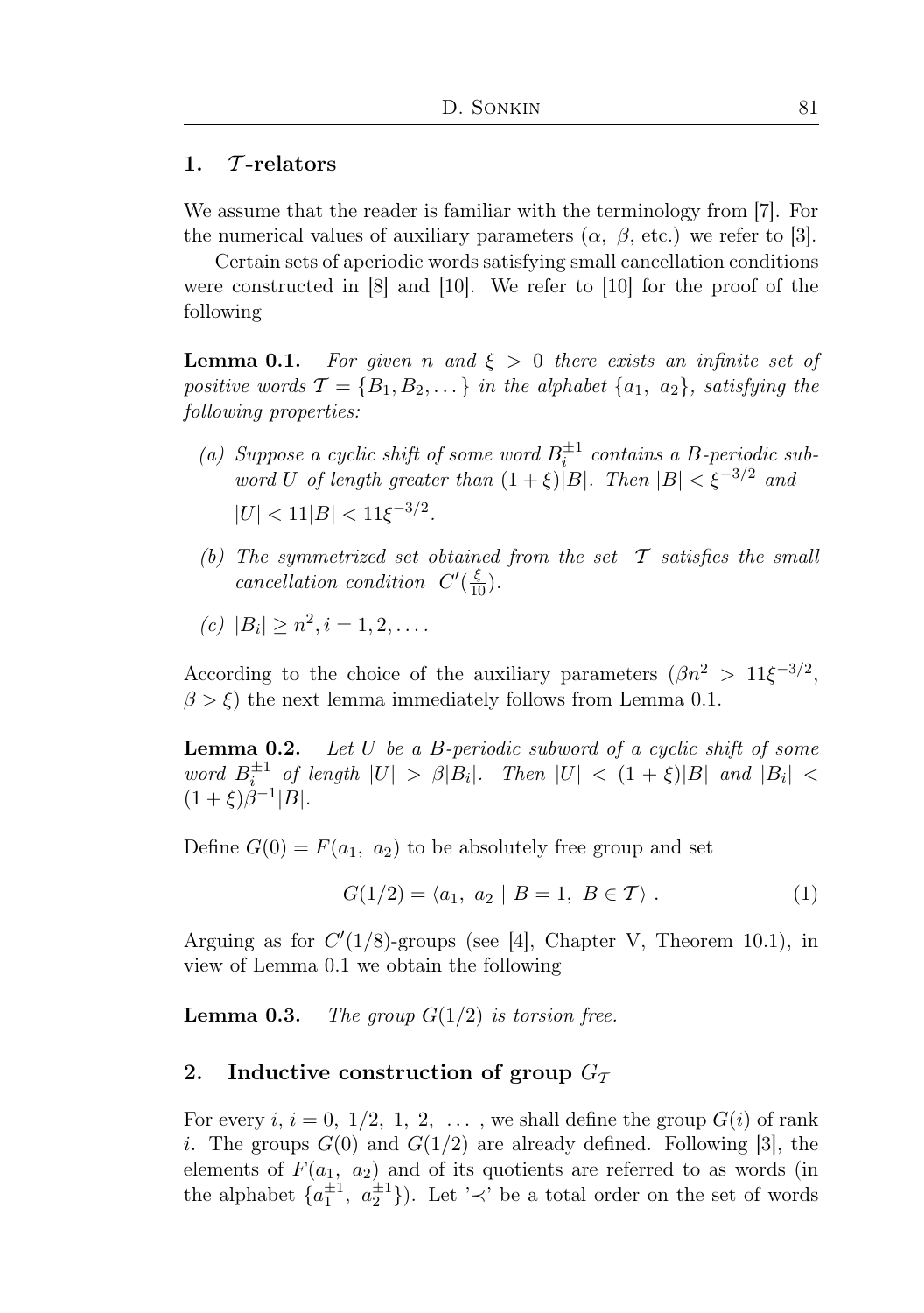## 1. $\mathcal{T}$-relators

We assume that the reader is familiar with the terminology from [7]. For the numerical values of auxiliary parameters ($\alpha$, $\beta$, etc.) we refer to [3].

Certain sets of aperiodic words satisfying small cancellation conditions were constructed in [8] and [10]. We refer to [10] for the proof of the following

**Lemma 0.1.** *For given $n$ and $\xi > 0$ there exists an infinite set of positive words $\mathcal{T} = \{B_1, B_2, \dots\}$ in the alphabet $\{a_1,\ a_2\}$, satisfying the following properties:*

*(a) Suppose a cyclic shift of some word $B_i^{\pm 1}$ contains a $B$-periodic subword $U$ of length greater than $(1+\xi)|B|$. Then $|B| < \xi^{-3/2}$ and*
$|U| < 11|B| < 11\xi^{-3/2}$.

*(b) The symmetrized set obtained from the set $\mathcal{T}$ satisfies the small cancellation condition $C'(\frac{\xi}{10})$.*

*(c) $|B_i| \geq n^2, i = 1, 2, \dots$.*

According to the choice of the auxiliary parameters ($\beta n^2 > 11\xi^{-3/2}$, $\beta > \xi$) the next lemma immediately follows from Lemma 0.1.

**Lemma 0.2.** *Let $U$ be a $B$-periodic subword of a cyclic shift of some word $B_i^{\pm 1}$ of length $|U| > \beta|B_i|$. Then $|U| < (1+\xi)|B|$ and $|B_i| < (1+\xi)\beta^{-1}|B|$.*

Define $G(0) = F(a_1,\ a_2)$ to be absolutely free group and set

$$G(1/2) = \langle a_1,\ a_2 \mid B = 1,\ B \in \mathcal{T} \rangle\ . \tag{1}$$

Arguing as for $C'(1/8)$-groups (see [4], Chapter V, Theorem 10.1), in view of Lemma 0.1 we obtain the following

**Lemma 0.3.** *The group $G(1/2)$ is torsion free.*

## 2. Inductive construction of group $G_{\mathcal{T}}$

For every $i$, $i = 0,\ 1/2,\ 1,\ 2,\ \dots$ , we shall define the group $G(i)$ of rank $i$. The groups $G(0)$ and $G(1/2)$ are already defined. Following [3], the elements of $F(a_1,\ a_2)$ and of its quotients are referred to as words (in the alphabet $\{a_1^{\pm 1},\ a_2^{\pm 1}\}$). Let '$\prec$' be a total order on the set of words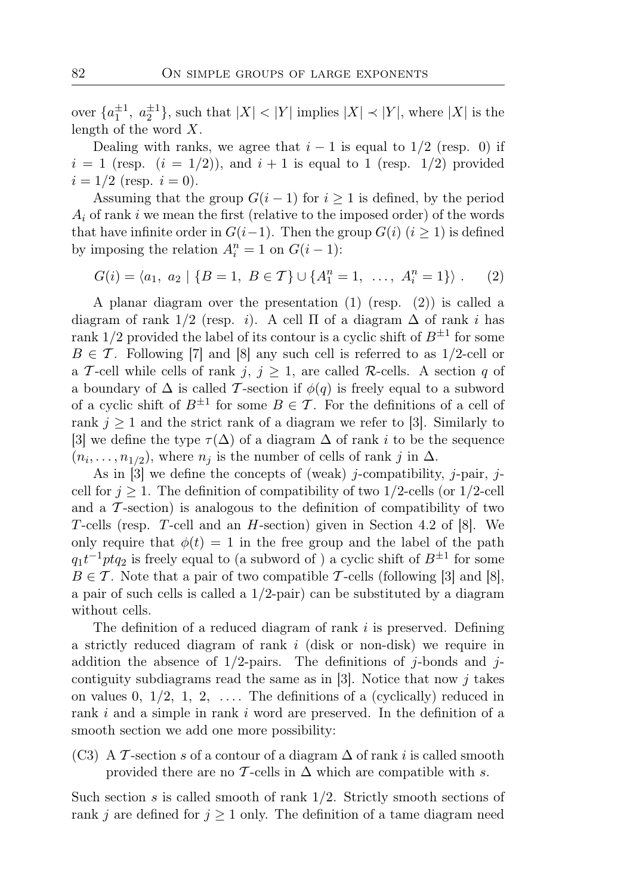over $\{a_1^{\pm 1},\ a_2^{\pm 1}\}$, such that $|X| < |Y|$ implies $|X| \prec |Y|$, where $|X|$ is the length of the word $X$.

Dealing with ranks, we agree that $i-1$ is equal to $1/2$ (resp. 0) if $i = 1$ (resp. $(i = 1/2)$), and $i+1$ is equal to 1 (resp. $1/2$) provided $i = 1/2$ (resp. $i = 0$).

Assuming that the group $G(i-1)$ for $i \geq 1$ is defined, by the period $A_i$ of rank $i$ we mean the first (relative to the imposed order) of the words that have infinite order in $G(i-1)$. Then the group $G(i)$ $(i \geq 1)$ is defined by imposing the relation $A_i^n = 1$ on $G(i-1)$:

$$G(i) = \langle a_1,\ a_2 \mid \{B = 1,\ B \in \mathcal{T}\} \cup \{A_1^n = 1,\ \ldots,\ A_i^n = 1\}\rangle\,. \qquad (2)$$

A planar diagram over the presentation (1) (resp. (2)) is called a diagram of rank $1/2$ (resp. $i$). A cell $\Pi$ of a diagram $\Delta$ of rank $i$ has rank $1/2$ provided the label of its contour is a cyclic shift of $B^{\pm 1}$ for some $B \in \mathcal{T}$. Following [7] and [8] any such cell is referred to as $1/2$-cell or a $\mathcal{T}$-cell while cells of rank $j$, $j \geq 1$, are called $\mathcal{R}$-cells. A section $q$ of a boundary of $\Delta$ is called $\mathcal{T}$-section if $\phi(q)$ is freely equal to a subword of a cyclic shift of $B^{\pm 1}$ for some $B \in \mathcal{T}$. For the definitions of a cell of rank $j \geq 1$ and the strict rank of a diagram we refer to [3]. Similarly to [3] we define the type $\tau(\Delta)$ of a diagram $\Delta$ of rank $i$ to be the sequence $(n_i, \ldots, n_{1/2})$, where $n_j$ is the number of cells of rank $j$ in $\Delta$.

As in [3] we define the concepts of (weak) $j$-compatibility, $j$-pair, $j$-cell for $j \geq 1$. The definition of compatibility of two $1/2$-cells (or $1/2$-cell and a $\mathcal{T}$-section) is analogous to the definition of compatibility of two $T$-cells (resp. $T$-cell and an $H$-section) given in Section 4.2 of [8]. We only require that $\phi(t) = 1$ in the free group and the label of the path $q_1 t^{-1} p t q_2$ is freely equal to (a subword of ) a cyclic shift of $B^{\pm 1}$ for some $B \in \mathcal{T}$. Note that a pair of two compatible $\mathcal{T}$-cells (following [3] and [8], a pair of such cells is called a $1/2$-pair) can be substituted by a diagram without cells.

The definition of a reduced diagram of rank $i$ is preserved. Defining a strictly reduced diagram of rank $i$ (disk or non-disk) we require in addition the absence of $1/2$-pairs. The definitions of $j$-bonds and $j$-contiguity subdiagrams read the same as in [3]. Notice that now $j$ takes on values $0,\ 1/2,\ 1,\ 2,\ \ldots$. The definitions of a (cyclically) reduced in rank $i$ and a simple in rank $i$ word are preserved. In the definition of a smooth section we add one more possibility:

(C3) A $\mathcal{T}$-section $s$ of a contour of a diagram $\Delta$ of rank $i$ is called smooth provided there are no $\mathcal{T}$-cells in $\Delta$ which are compatible with $s$.

Such section $s$ is called smooth of rank $1/2$. Strictly smooth sections of rank $j$ are defined for $j \geq 1$ only. The definition of a tame diagram need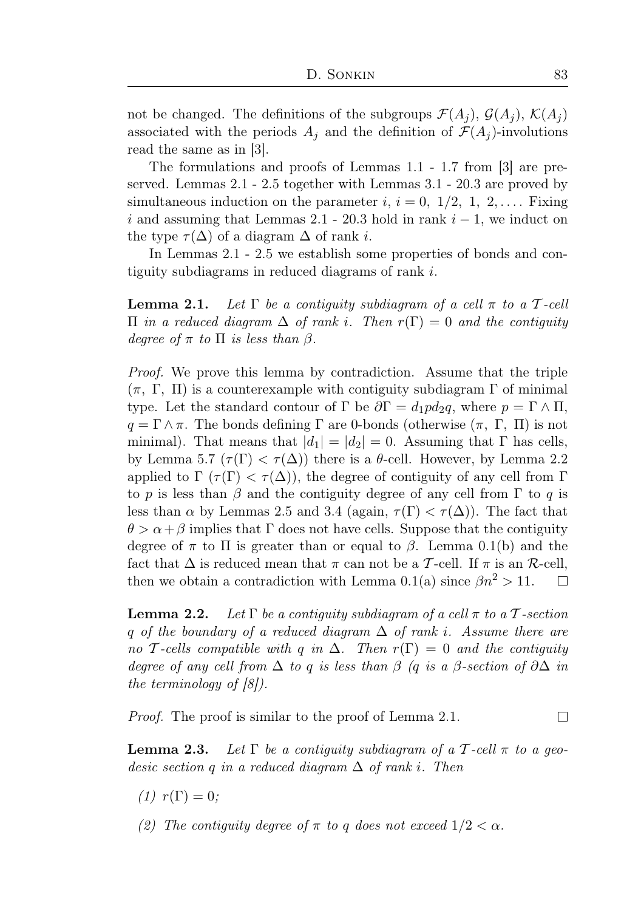not be changed. The definitions of the subgroups $\mathcal{F}(A_j)$, $\mathcal{G}(A_j)$, $\mathcal{K}(A_j)$ associated with the periods $A_j$ and the definition of $\mathcal{F}(A_j)$-involutions read the same as in [3].

The formulations and proofs of Lemmas 1.1 - 1.7 from [3] are preserved. Lemmas 2.1 - 2.5 together with Lemmas 3.1 - 20.3 are proved by simultaneous induction on the parameter $i$, $i = 0,\ 1/2,\ 1,\ 2, \dots$. Fixing $i$ and assuming that Lemmas 2.1 - 20.3 hold in rank $i-1$, we induct on the type $\tau(\Delta)$ of a diagram $\Delta$ of rank $i$.

In Lemmas 2.1 - 2.5 we establish some properties of bonds and contiguity subdiagrams in reduced diagrams of rank $i$.

**Lemma 2.1.** *Let $\Gamma$ be a contiguity subdiagram of a cell $\pi$ to a $\mathcal{T}$-cell $\Pi$ in a reduced diagram $\Delta$ of rank $i$. Then $r(\Gamma) = 0$ and the contiguity degree of $\pi$ to $\Pi$ is less than $\beta$.*

*Proof.* We prove this lemma by contradiction. Assume that the triple $(\pi,\ \Gamma,\ \Pi)$ is a counterexample with contiguity subdiagram $\Gamma$ of minimal type. Let the standard contour of $\Gamma$ be $\partial\Gamma = d_1 p d_2 q$, where $p = \Gamma \wedge \Pi$, $q = \Gamma \wedge \pi$. The bonds defining $\Gamma$ are 0-bonds (otherwise $(\pi,\ \Gamma,\ \Pi)$ is not minimal). That means that $|d_1| = |d_2| = 0$. Assuming that $\Gamma$ has cells, by Lemma 5.7 ($\tau(\Gamma) < \tau(\Delta)$) there is a $\theta$-cell. However, by Lemma 2.2 applied to $\Gamma$ ($\tau(\Gamma) < \tau(\Delta)$), the degree of contiguity of any cell from $\Gamma$ to $p$ is less than $\beta$ and the contiguity degree of any cell from $\Gamma$ to $q$ is less than $\alpha$ by Lemmas 2.5 and 3.4 (again, $\tau(\Gamma) < \tau(\Delta)$). The fact that $\theta > \alpha + \beta$ implies that $\Gamma$ does not have cells. Suppose that the contiguity degree of $\pi$ to $\Pi$ is greater than or equal to $\beta$. Lemma 0.1(b) and the fact that $\Delta$ is reduced mean that $\pi$ can not be a $\mathcal{T}$-cell. If $\pi$ is an $\mathcal{R}$-cell, then we obtain a contradiction with Lemma 0.1(a) since $\beta n^2 > 11$. $\square$

**Lemma 2.2.** *Let $\Gamma$ be a contiguity subdiagram of a cell $\pi$ to a $\mathcal{T}$-section $q$ of the boundary of a reduced diagram $\Delta$ of rank $i$. Assume there are no $\mathcal{T}$-cells compatible with $q$ in $\Delta$. Then $r(\Gamma) = 0$ and the contiguity degree of any cell from $\Delta$ to $q$ is less than $\beta$ ($q$ is a $\beta$-section of $\partial\Delta$ in the terminology of [8]).*

*Proof.* The proof is similar to the proof of Lemma 2.1. $\square$

**Lemma 2.3.** *Let $\Gamma$ be a contiguity subdiagram of a $\mathcal{T}$-cell $\pi$ to a geodesic section $q$ in a reduced diagram $\Delta$ of rank $i$. Then*

*(1) $r(\Gamma) = 0$;*

*(2) The contiguity degree of $\pi$ to $q$ does not exceed $1/2 < \alpha$.*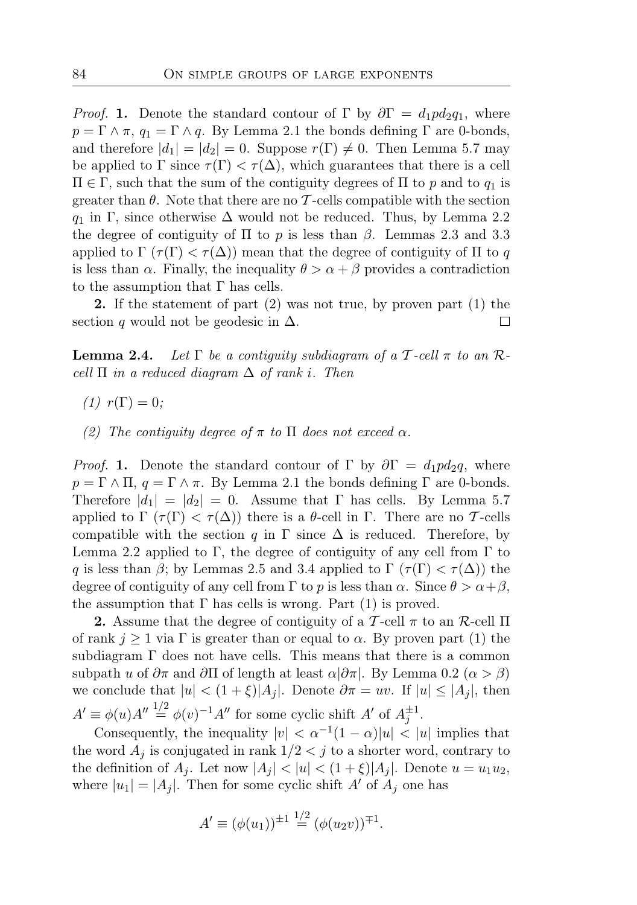*Proof.* **1.** Denote the standard contour of $\Gamma$ by $\partial\Gamma = d_1 p d_2 q_1$, where $p = \Gamma \wedge \pi$, $q_1 = \Gamma \wedge q$. By Lemma 2.1 the bonds defining $\Gamma$ are 0-bonds, and therefore $|d_1| = |d_2| = 0$. Suppose $r(\Gamma) \neq 0$. Then Lemma 5.7 may be applied to $\Gamma$ since $\tau(\Gamma) < \tau(\Delta)$, which guarantees that there is a cell $\Pi \in \Gamma$, such that the sum of the contiguity degrees of $\Pi$ to $p$ and to $q_1$ is greater than $\theta$. Note that there are no $\mathcal{T}$-cells compatible with the section $q_1$ in $\Gamma$, since otherwise $\Delta$ would not be reduced. Thus, by Lemma 2.2 the degree of contiguity of $\Pi$ to $p$ is less than $\beta$. Lemmas 2.3 and 3.3 applied to $\Gamma$ ($\tau(\Gamma) < \tau(\Delta)$) mean that the degree of contiguity of $\Pi$ to $q$ is less than $\alpha$. Finally, the inequality $\theta > \alpha + \beta$ provides a contradiction to the assumption that $\Gamma$ has cells.

**2.** If the statement of part (2) was not true, by proven part (1) the section $q$ would not be geodesic in $\Delta$. □

**Lemma 2.4.** *Let $\Gamma$ be a contiguity subdiagram of a $\mathcal{T}$-cell $\pi$ to an $\mathcal{R}$-cell $\Pi$ in a reduced diagram $\Delta$ of rank $i$. Then*

*(1) $r(\Gamma) = 0$;*

*(2) The contiguity degree of $\pi$ to $\Pi$ does not exceed $\alpha$.*

*Proof.* **1.** Denote the standard contour of $\Gamma$ by $\partial\Gamma = d_1 p d_2 q$, where $p = \Gamma \wedge \Pi$, $q = \Gamma \wedge \pi$. By Lemma 2.1 the bonds defining $\Gamma$ are 0-bonds. Therefore $|d_1| = |d_2| = 0$. Assume that $\Gamma$ has cells. By Lemma 5.7 applied to $\Gamma$ ($\tau(\Gamma) < \tau(\Delta)$) there is a $\theta$-cell in $\Gamma$. There are no $\mathcal{T}$-cells compatible with the section $q$ in $\Gamma$ since $\Delta$ is reduced. Therefore, by Lemma 2.2 applied to $\Gamma$, the degree of contiguity of any cell from $\Gamma$ to $q$ is less than $\beta$; by Lemmas 2.5 and 3.4 applied to $\Gamma$ ($\tau(\Gamma) < \tau(\Delta)$) the degree of contiguity of any cell from $\Gamma$ to $p$ is less than $\alpha$. Since $\theta > \alpha+\beta$, the assumption that $\Gamma$ has cells is wrong. Part (1) is proved.

**2.** Assume that the degree of contiguity of a $\mathcal{T}$-cell $\pi$ to an $\mathcal{R}$-cell $\Pi$ of rank $j \geq 1$ via $\Gamma$ is greater than or equal to $\alpha$. By proven part (1) the subdiagram $\Gamma$ does not have cells. This means that there is a common subpath $u$ of $\partial\pi$ and $\partial\Pi$ of length at least $\alpha|\partial\pi|$. By Lemma 0.2 ($\alpha > \beta$) we conclude that $|u| < (1+\xi)|A_j|$. Denote $\partial\pi = uv$. If $|u| \leq |A_j|$, then $A' \equiv \phi(u)A'' \overset{1/2}{=} \phi(v)^{-1}A''$ for some cyclic shift $A'$ of $A_j^{\pm 1}$.

Consequently, the inequality $|v| < \alpha^{-1}(1-\alpha)|u| < |u|$ implies that the word $A_j$ is conjugated in rank $1/2 < j$ to a shorter word, contrary to the definition of $A_j$. Let now $|A_j| < |u| < (1+\xi)|A_j|$. Denote $u = u_1 u_2$, where $|u_1| = |A_j|$. Then for some cyclic shift $A'$ of $A_j$ one has

$$A' \equiv (\phi(u_1))^{\pm 1} \overset{1/2}{=} (\phi(u_2 v))^{\mp 1}.$$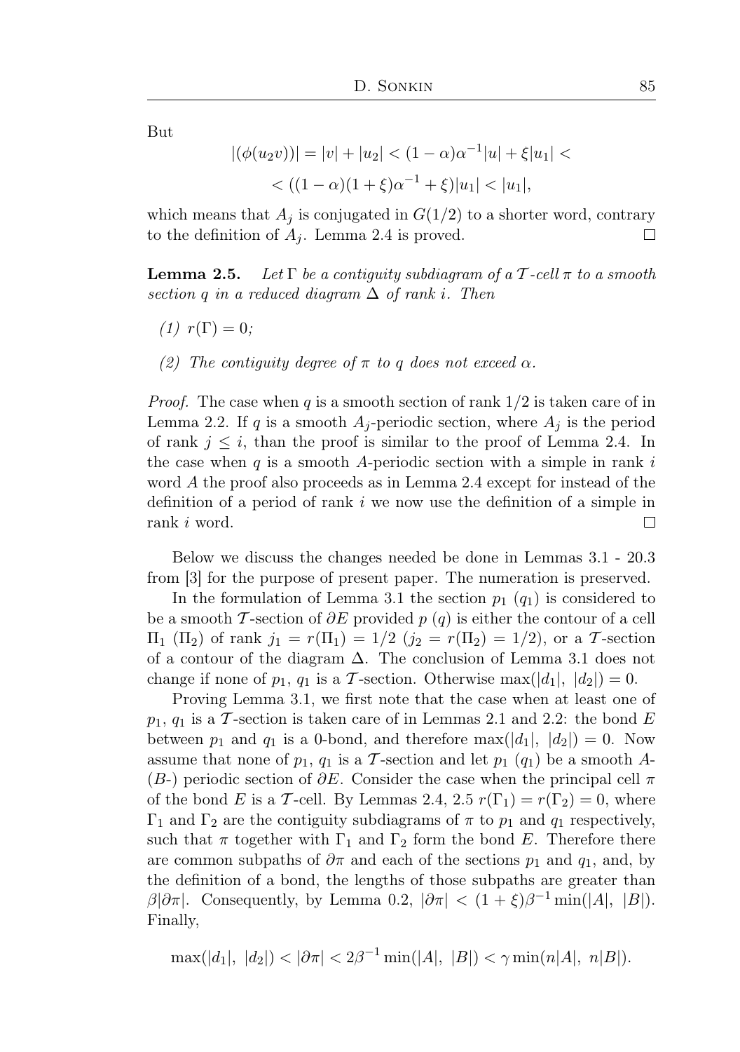But

$$|(\phi(u_2v))| = |v| + |u_2| < (1-\alpha)\alpha^{-1}|u| + \xi|u_1| <$$
$$< ((1-\alpha)(1+\xi)\alpha^{-1} + \xi)|u_1| < |u_1|,$$

which means that $A_j$ is conjugated in $G(1/2)$ to a shorter word, contrary to the definition of $A_j$. Lemma 2.4 is proved. $\square$

**Lemma 2.5.** *Let $\Gamma$ be a contiguity subdiagram of a $\mathcal{T}$-cell $\pi$ to a smooth section $q$ in a reduced diagram $\Delta$ of rank $i$. Then*

*(1) $r(\Gamma) = 0$;*

*(2) The contiguity degree of $\pi$ to $q$ does not exceed $\alpha$.*

*Proof.* The case when $q$ is a smooth section of rank $1/2$ is taken care of in Lemma 2.2. If $q$ is a smooth $A_j$-periodic section, where $A_j$ is the period of rank $j \leq i$, than the proof is similar to the proof of Lemma 2.4. In the case when $q$ is a smooth $A$-periodic section with a simple in rank $i$ word $A$ the proof also proceeds as in Lemma 2.4 except for instead of the definition of a period of rank $i$ we now use the definition of a simple in rank $i$ word. $\square$

Below we discuss the changes needed be done in Lemmas 3.1 - 20.3 from [3] for the purpose of present paper. The numeration is preserved.

In the formulation of Lemma 3.1 the section $p_1$ ($q_1$) is considered to be a smooth $\mathcal{T}$-section of $\partial E$ provided $p$ ($q$) is either the contour of a cell $\Pi_1$ ($\Pi_2$) of rank $j_1 = r(\Pi_1) = 1/2$ ($j_2 = r(\Pi_2) = 1/2$), or a $\mathcal{T}$-section of a contour of the diagram $\Delta$. The conclusion of Lemma 3.1 does not change if none of $p_1$, $q_1$ is a $\mathcal{T}$-section. Otherwise $\max(|d_1|,\ |d_2|) = 0$.

Proving Lemma 3.1, we first note that the case when at least one of $p_1$, $q_1$ is a $\mathcal{T}$-section is taken care of in Lemmas 2.1 and 2.2: the bond $E$ between $p_1$ and $q_1$ is a 0-bond, and therefore $\max(|d_1|,\ |d_2|) = 0$. Now assume that none of $p_1$, $q_1$ is a $\mathcal{T}$-section and let $p_1$ ($q_1$) be a smooth $A$- ($B$-) periodic section of $\partial E$. Consider the case when the principal cell $\pi$ of the bond $E$ is a $\mathcal{T}$-cell. By Lemmas 2.4, 2.5 $r(\Gamma_1) = r(\Gamma_2) = 0$, where $\Gamma_1$ and $\Gamma_2$ are the contiguity subdiagrams of $\pi$ to $p_1$ and $q_1$ respectively, such that $\pi$ together with $\Gamma_1$ and $\Gamma_2$ form the bond $E$. Therefore there are common subpaths of $\partial\pi$ and each of the sections $p_1$ and $q_1$, and, by the definition of a bond, the lengths of those subpaths are greater than $\beta|\partial\pi|$. Consequently, by Lemma 0.2, $|\partial\pi| < (1+\xi)\beta^{-1}\min(|A|,\ |B|)$. Finally,

$$\max(|d_1|,\ |d_2|) < |\partial\pi| < 2\beta^{-1}\min(|A|,\ |B|) < \gamma\min(n|A|,\ n|B|).$$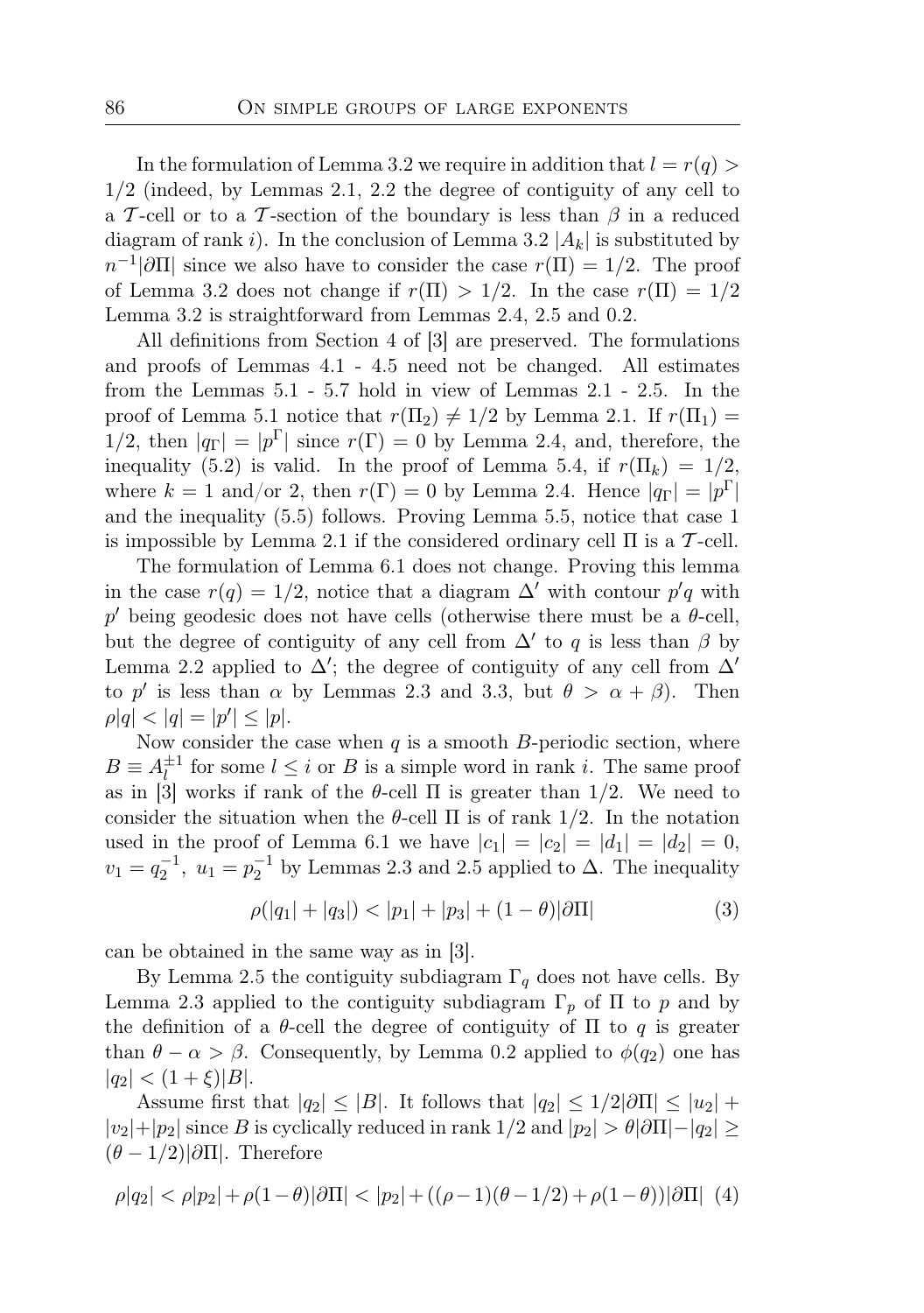In the formulation of Lemma 3.2 we require in addition that $l = r(q) > 1/2$ (indeed, by Lemmas 2.1, 2.2 the degree of contiguity of any cell to a $\mathcal{T}$-cell or to a $\mathcal{T}$-section of the boundary is less than $\beta$ in a reduced diagram of rank $i$). In the conclusion of Lemma 3.2 $|A_k|$ is substituted by $n^{-1}|\partial\Pi|$ since we also have to consider the case $r(\Pi) = 1/2$. The proof of Lemma 3.2 does not change if $r(\Pi) > 1/2$. In the case $r(\Pi) = 1/2$ Lemma 3.2 is straightforward from Lemmas 2.4, 2.5 and 0.2.

All definitions from Section 4 of [3] are preserved. The formulations and proofs of Lemmas 4.1 - 4.5 need not be changed. All estimates from the Lemmas 5.1 - 5.7 hold in view of Lemmas 2.1 - 2.5. In the proof of Lemma 5.1 notice that $r(\Pi_2) \neq 1/2$ by Lemma 2.1. If $r(\Pi_1) = 1/2$, then $|q_\Gamma| = |p^\Gamma|$ since $r(\Gamma) = 0$ by Lemma 2.4, and, therefore, the inequality (5.2) is valid. In the proof of Lemma 5.4, if $r(\Pi_k) = 1/2$, where $k = 1$ and/or 2, then $r(\Gamma) = 0$ by Lemma 2.4. Hence $|q_\Gamma| = |p^\Gamma|$ and the inequality (5.5) follows. Proving Lemma 5.5, notice that case 1 is impossible by Lemma 2.1 if the considered ordinary cell $\Pi$ is a $\mathcal{T}$-cell.

The formulation of Lemma 6.1 does not change. Proving this lemma in the case $r(q) = 1/2$, notice that a diagram $\Delta'$ with contour $p'q$ with $p'$ being geodesic does not have cells (otherwise there must be a $\theta$-cell, but the degree of contiguity of any cell from $\Delta'$ to $q$ is less than $\beta$ by Lemma 2.2 applied to $\Delta'$; the degree of contiguity of any cell from $\Delta'$ to $p'$ is less than $\alpha$ by Lemmas 2.3 and 3.3, but $\theta > \alpha + \beta$). Then $\rho|q| < |q| = |p'| \leq |p|$.

Now consider the case when $q$ is a smooth $B$-periodic section, where $B \equiv A_l^{\pm 1}$ for some $l \leq i$ or $B$ is a simple word in rank $i$. The same proof as in [3] works if rank of the $\theta$-cell $\Pi$ is greater than $1/2$. We need to consider the situation when the $\theta$-cell $\Pi$ is of rank $1/2$. In the notation used in the proof of Lemma 6.1 we have $|c_1| = |c_2| = |d_1| = |d_2| = 0$, $v_1 = q_2^{-1}$, $u_1 = p_2^{-1}$ by Lemmas 2.3 and 2.5 applied to $\Delta$. The inequality

$$\rho(|q_1| + |q_3|) < |p_1| + |p_3| + (1-\theta)|\partial\Pi| \tag{3}$$

can be obtained in the same way as in [3].

By Lemma 2.5 the contiguity subdiagram $\Gamma_q$ does not have cells. By Lemma 2.3 applied to the contiguity subdiagram $\Gamma_p$ of $\Pi$ to $p$ and by the definition of a $\theta$-cell the degree of contiguity of $\Pi$ to $q$ is greater than $\theta - \alpha > \beta$. Consequently, by Lemma 0.2 applied to $\phi(q_2)$ one has $|q_2| < (1+\xi)|B|$.

Assume first that $|q_2| \leq |B|$. It follows that $|q_2| \leq 1/2|\partial\Pi| \leq |u_2| + |v_2| + |p_2|$ since $B$ is cyclically reduced in rank $1/2$ and $|p_2| > \theta|\partial\Pi| - |q_2| \geq (\theta - 1/2)|\partial\Pi|$. Therefore

$$\rho|q_2| < \rho|p_2| + \rho(1-\theta)|\partial\Pi| < |p_2| + ((\rho-1)(\theta-1/2) + \rho(1-\theta))|\partial\Pi| \tag{4}$$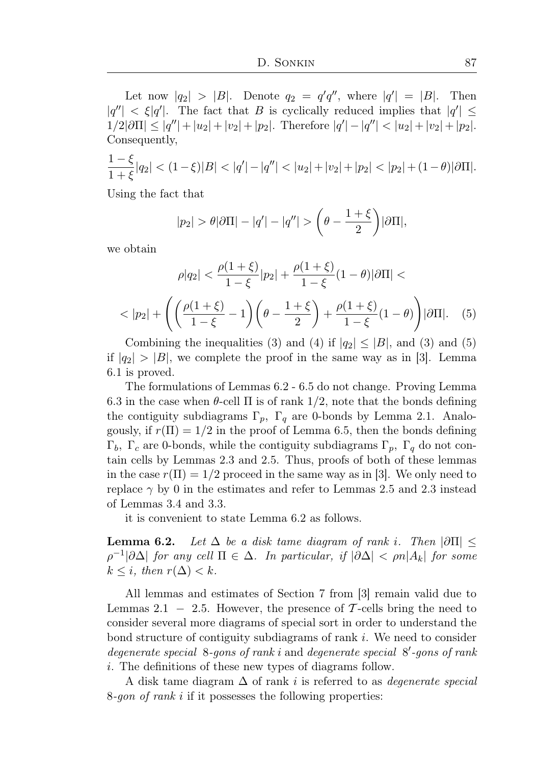Let now $|q_2| > |B|$. Denote $q_2 = q'q''$, where $|q'| = |B|$. Then $|q''| < \xi|q'|$. The fact that $B$ is cyclically reduced implies that $|q'| \leq 1/2|\partial\Pi| \leq |q''| + |u_2| + |v_2| + |p_2|$. Therefore $|q'| - |q''| < |u_2| + |v_2| + |p_2|$. Consequently,

$$\frac{1-\xi}{1+\xi}|q_2| < (1-\xi)|B| < |q'| - |q''| < |u_2| + |v_2| + |p_2| < |p_2| + (1-\theta)|\partial\Pi|.$$

Using the fact that

$$|p_2| > \theta|\partial\Pi| - |q'| - |q''| > \left(\theta - \frac{1+\xi}{2}\right)|\partial\Pi|,$$

we obtain

$$\rho|q_2| < \frac{\rho(1+\xi)}{1-\xi}|p_2| + \frac{\rho(1+\xi)}{1-\xi}(1-\theta)|\partial\Pi| <$$

$$< |p_2| + \left(\left(\frac{\rho(1+\xi)}{1-\xi} - 1\right)\left(\theta - \frac{1+\xi}{2}\right) + \frac{\rho(1+\xi)}{1-\xi}(1-\theta)\right)|\partial\Pi|. \quad (5)$$

Combining the inequalities (3) and (4) if $|q_2| \leq |B|$, and (3) and (5) if $|q_2| > |B|$, we complete the proof in the same way as in [3]. Lemma 6.1 is proved.

The formulations of Lemmas 6.2 - 6.5 do not change. Proving Lemma 6.3 in the case when $\theta$-cell $\Pi$ is of rank $1/2$, note that the bonds defining the contiguity subdiagrams $\Gamma_p$, $\Gamma_q$ are 0-bonds by Lemma 2.1. Analogously, if $r(\Pi) = 1/2$ in the proof of Lemma 6.5, then the bonds defining $\Gamma_b$, $\Gamma_c$ are 0-bonds, while the contiguity subdiagrams $\Gamma_p$, $\Gamma_q$ do not contain cells by Lemmas 2.3 and 2.5. Thus, proofs of both of these lemmas in the case $r(\Pi) = 1/2$ proceed in the same way as in [3]. We only need to replace $\gamma$ by 0 in the estimates and refer to Lemmas 2.5 and 2.3 instead of Lemmas 3.4 and 3.3.

it is convenient to state Lemma 6.2 as follows.

**Lemma 6.2.** *Let $\Delta$ be a disk tame diagram of rank $i$. Then $|\partial\Pi| \leq \rho^{-1}|\partial\Delta|$ for any cell $\Pi \in \Delta$. In particular, if $|\partial\Delta| < \rho n|A_k|$ for some $k \leq i$, then $r(\Delta) < k$.*

All lemmas and estimates of Section 7 from [3] remain valid due to Lemmas 2.1 – 2.5. However, the presence of $\mathcal{T}$-cells bring the need to consider several more diagrams of special sort in order to understand the bond structure of contiguity subdiagrams of rank $i$. We need to consider *degenerate special* 8*-gons of rank* $i$ and *degenerate special* $8'$*-gons of rank* $i$. The definitions of these new types of diagrams follow.

A disk tame diagram $\Delta$ of rank $i$ is referred to as *degenerate special* 8*-gon of rank* $i$ if it possesses the following properties: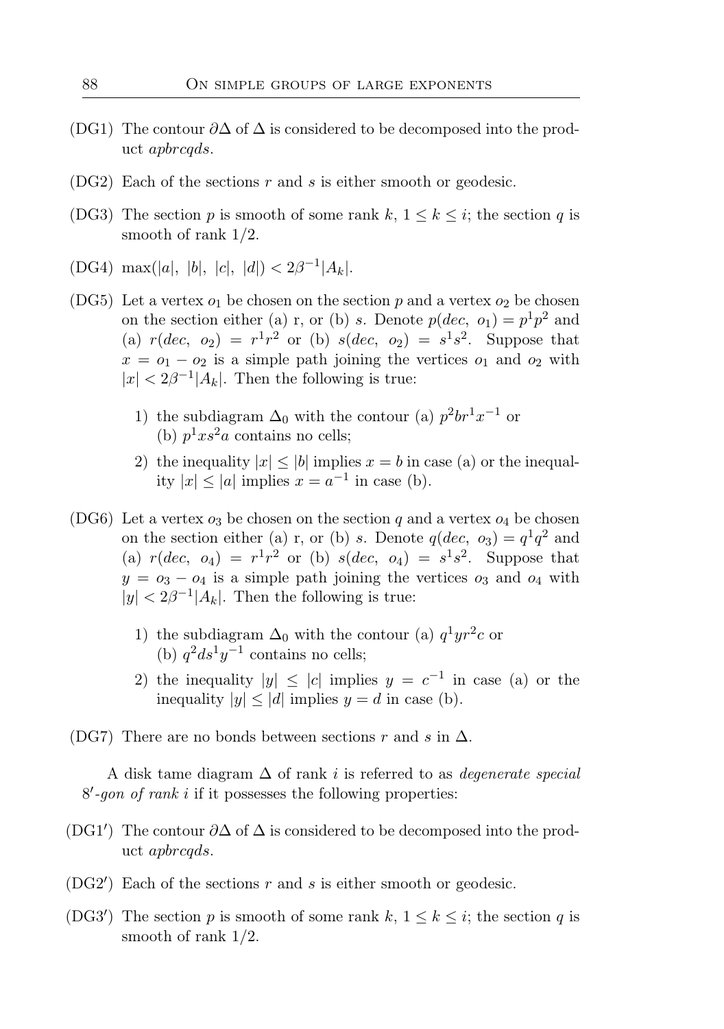(DG1) The contour $\partial\Delta$ of $\Delta$ is considered to be decomposed into the product $apbrcqds$.

(DG2) Each of the sections $r$ and $s$ is either smooth or geodesic.

(DG3) The section $p$ is smooth of some rank $k$, $1 \leq k \leq i$; the section $q$ is smooth of rank $1/2$.

(DG4) $\max(|a|,\ |b|,\ |c|,\ |d|) < 2\beta^{-1}|A_k|$.

(DG5) Let a vertex $o_1$ be chosen on the section $p$ and a vertex $o_2$ be chosen on the section either (a) r, or (b) $s$. Denote $p(dec,\ o_1) = p^1p^2$ and (a) $r(dec,\ o_2) = r^1r^2$ or (b) $s(dec,\ o_2) = s^1s^2$. Suppose that $x = o_1 - o_2$ is a simple path joining the vertices $o_1$ and $o_2$ with $|x| < 2\beta^{-1}|A_k|$. Then the following is true:

1) the subdiagram $\Delta_0$ with the contour (a) $p^2br^1x^{-1}$ or (b) $p^1xs^2a$ contains no cells;
2) the inequality $|x| \leq |b|$ implies $x = b$ in case (a) or the inequality $|x| \leq |a|$ implies $x = a^{-1}$ in case (b).

(DG6) Let a vertex $o_3$ be chosen on the section $q$ and a vertex $o_4$ be chosen on the section either (a) r, or (b) $s$. Denote $q(dec,\ o_3) = q^1q^2$ and (a) $r(dec,\ o_4) = r^1r^2$ or (b) $s(dec,\ o_4) = s^1s^2$. Suppose that $y = o_3 - o_4$ is a simple path joining the vertices $o_3$ and $o_4$ with $|y| < 2\beta^{-1}|A_k|$. Then the following is true:

1) the subdiagram $\Delta_0$ with the contour (a) $q^1yr^2c$ or (b) $q^2ds^1y^{-1}$ contains no cells;
2) the inequality $|y| \leq |c|$ implies $y = c^{-1}$ in case (a) or the inequality $|y| \leq |d|$ implies $y = d$ in case (b).

(DG7) There are no bonds between sections $r$ and $s$ in $\Delta$.

A disk tame diagram $\Delta$ of rank $i$ is referred to as *degenerate special $8'$-gon of rank $i$* if it possesses the following properties:

(DG1′) The contour $\partial\Delta$ of $\Delta$ is considered to be decomposed into the product $apbrcqds$.

(DG2′) Each of the sections $r$ and $s$ is either smooth or geodesic.

(DG3′) The section $p$ is smooth of some rank $k$, $1 \leq k \leq i$; the section $q$ is smooth of rank $1/2$.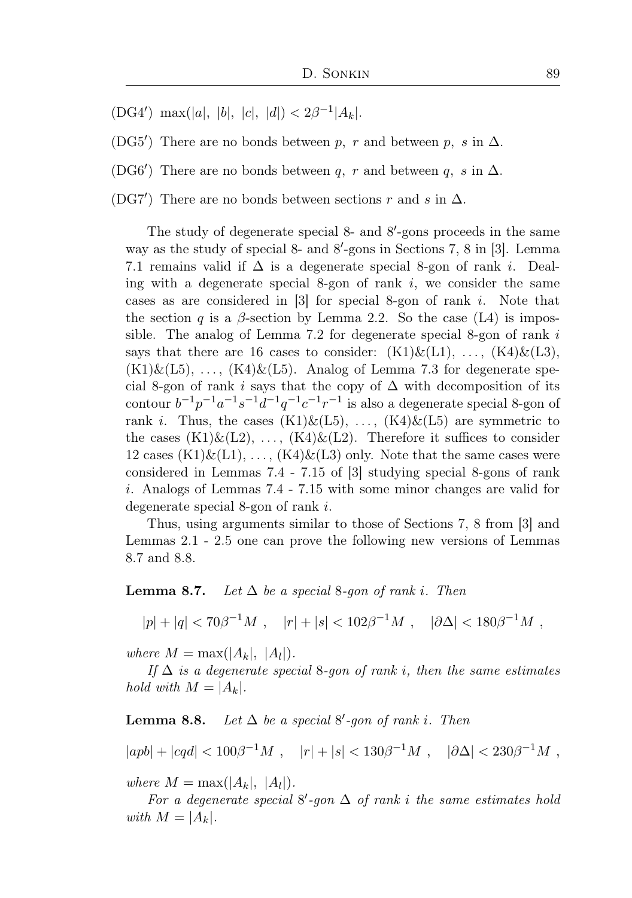(DG4′) $\max(|a|,\ |b|,\ |c|,\ |d|) < 2\beta^{-1}|A_k|$.

(DG5′) There are no bonds between $p,\ r$ and between $p,\ s$ in $\Delta$.

(DG6′) There are no bonds between $q,\ r$ and between $q,\ s$ in $\Delta$.

(DG7′) There are no bonds between sections $r$ and $s$ in $\Delta$.

The study of degenerate special 8- and 8′-gons proceeds in the same way as the study of special 8- and 8′-gons in Sections 7, 8 in [3]. Lemma 7.1 remains valid if $\Delta$ is a degenerate special 8-gon of rank $i$. Dealing with a degenerate special 8-gon of rank $i$, we consider the same cases as are considered in [3] for special 8-gon of rank $i$. Note that the section $q$ is a $\beta$-section by Lemma 2.2. So the case (L4) is impossible. The analog of Lemma 7.2 for degenerate special 8-gon of rank $i$ says that there are 16 cases to consider: (K1)&(L1), …, (K4)&(L3), (K1)&(L5), …, (K4)&(L5). Analog of Lemma 7.3 for degenerate special 8-gon of rank $i$ says that the copy of $\Delta$ with decomposition of its contour $b^{-1}p^{-1}a^{-1}s^{-1}d^{-1}q^{-1}c^{-1}r^{-1}$ is also a degenerate special 8-gon of rank $i$. Thus, the cases (K1)&(L5), …, (K4)&(L5) are symmetric to the cases (K1)&(L2), …, (K4)&(L2). Therefore it suffices to consider 12 cases (K1)&(L1), …, (K4)&(L3) only. Note that the same cases were considered in Lemmas 7.4 - 7.15 of [3] studying special 8-gons of rank $i$. Analogs of Lemmas 7.4 - 7.15 with some minor changes are valid for degenerate special 8-gon of rank $i$.

Thus, using arguments similar to those of Sections 7, 8 from [3] and Lemmas 2.1 - 2.5 one can prove the following new versions of Lemmas 8.7 and 8.8.

**Lemma 8.7.** *Let $\Delta$ be a special 8-gon of rank $i$. Then*

$$|p| + |q| < 70\beta^{-1}M\ , \quad |r| + |s| < 102\beta^{-1}M\ , \quad |\partial\Delta| < 180\beta^{-1}M\ ,$$

*where $M = \max(|A_k|,\ |A_l|)$.*

*If $\Delta$ is a degenerate special 8-gon of rank $i$, then the same estimates hold with $M = |A_k|$.*

**Lemma 8.8.** *Let $\Delta$ be a special 8′-gon of rank $i$. Then*

$$|apb| + |cqd| < 100\beta^{-1}M\ , \quad |r| + |s| < 130\beta^{-1}M\ , \quad |\partial\Delta| < 230\beta^{-1}M\ ,$$

*where $M = \max(|A_k|,\ |A_l|)$.*

*For a degenerate special 8′-gon $\Delta$ of rank $i$ the same estimates hold with $M = |A_k|$.*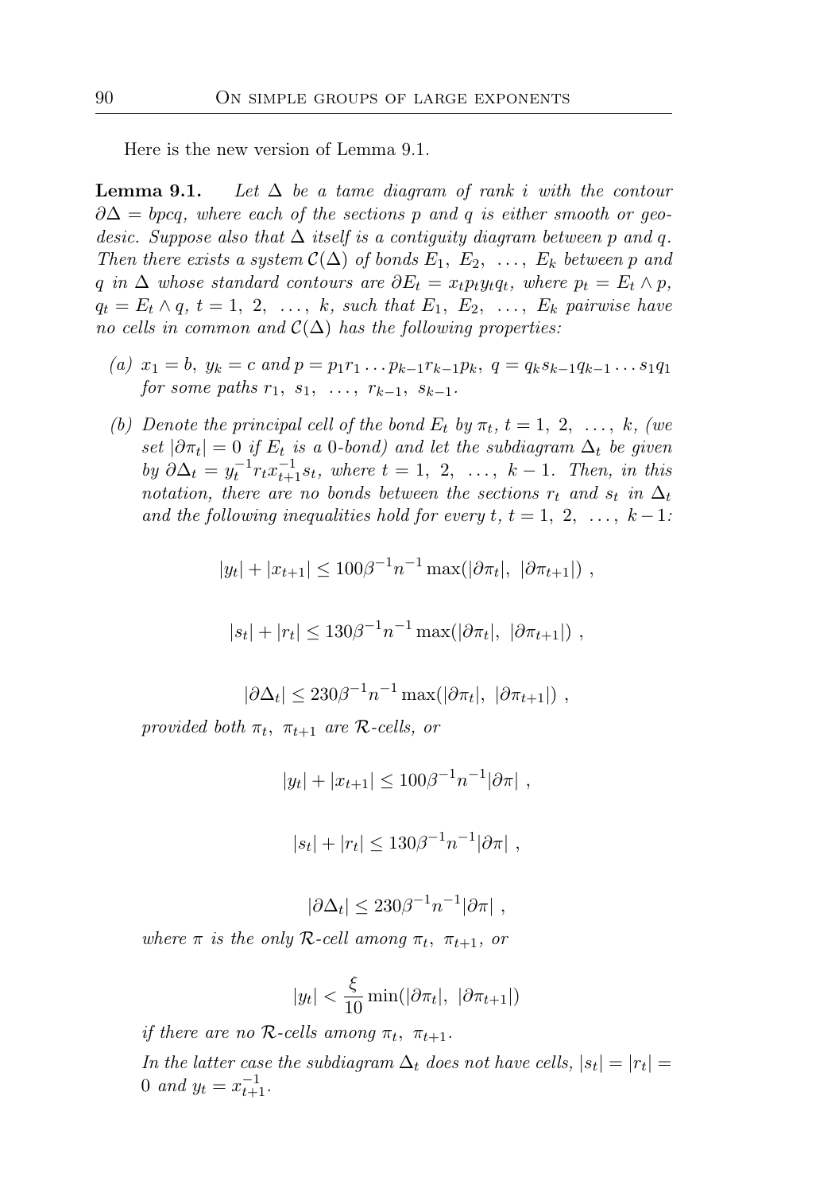Here is the new version of Lemma 9.1.

**Lemma 9.1.** *Let $\Delta$ be a tame diagram of rank $i$ with the contour $\partial\Delta = bpcq$, where each of the sections $p$ and $q$ is either smooth or geodesic. Suppose also that $\Delta$ itself is a contiguity diagram between $p$ and $q$. Then there exists a system $\mathcal{C}(\Delta)$ of bonds $E_1, E_2, \dots, E_k$ between $p$ and $q$ in $\Delta$ whose standard contours are $\partial E_t = x_t p_t y_t q_t$, where $p_t = E_t \wedge p$, $q_t = E_t \wedge q$, $t = 1, 2, \dots, k$, such that $E_1, E_2, \dots, E_k$ pairwise have no cells in common and $\mathcal{C}(\Delta)$ has the following properties:*

- *(a) $x_1 = b$, $y_k = c$ and $p = p_1 r_1 \dots p_{k-1} r_{k-1} p_k$, $q = q_k s_{k-1} q_{k-1} \dots s_1 q_1$ for some paths $r_1, s_1, \dots, r_{k-1}, s_{k-1}$.*
- *(b) Denote the principal cell of the bond $E_t$ by $\pi_t$, $t = 1, 2, \dots, k$, (we set $|\partial\pi_t| = 0$ if $E_t$ is a 0-bond) and let the subdiagram $\Delta_t$ be given by $\partial\Delta_t = y_t^{-1} r_t x_{t+1}^{-1} s_t$, where $t = 1, 2, \dots, k-1$. Then, in this notation, there are no bonds between the sections $r_t$ and $s_t$ in $\Delta_t$ and the following inequalities hold for every $t$, $t = 1, 2, \dots, k-1$:*

$$|y_t| + |x_{t+1}| \le 100\beta^{-1} n^{-1} \max(|\partial\pi_t|, \ |\partial\pi_{t+1}|) \ ,$$

$$|s_t| + |r_t| \le 130\beta^{-1} n^{-1} \max(|\partial\pi_t|, \ |\partial\pi_{t+1}|) \ ,$$

$$|\partial\Delta_t| \le 230\beta^{-1} n^{-1} \max(|\partial\pi_t|, \ |\partial\pi_{t+1}|) \ ,$$

  *provided both $\pi_t$, $\pi_{t+1}$ are $\mathcal{R}$-cells, or*

$$|y_t| + |x_{t+1}| \le 100\beta^{-1} n^{-1} |\partial\pi| \ ,$$

$$|s_t| + |r_t| \le 130\beta^{-1} n^{-1} |\partial\pi| \ ,$$

$$|\partial\Delta_t| \le 230\beta^{-1} n^{-1} |\partial\pi| \ ,$$

  *where $\pi$ is the only $\mathcal{R}$-cell among $\pi_t$, $\pi_{t+1}$, or*

$$|y_t| < \frac{\xi}{10} \min(|\partial\pi_t|, \ |\partial\pi_{t+1}|)$$

  *if there are no $\mathcal{R}$-cells among $\pi_t$, $\pi_{t+1}$.*

  *In the latter case the subdiagram $\Delta_t$ does not have cells, $|s_t| = |r_t| = 0$ and $y_t = x_{t+1}^{-1}$.*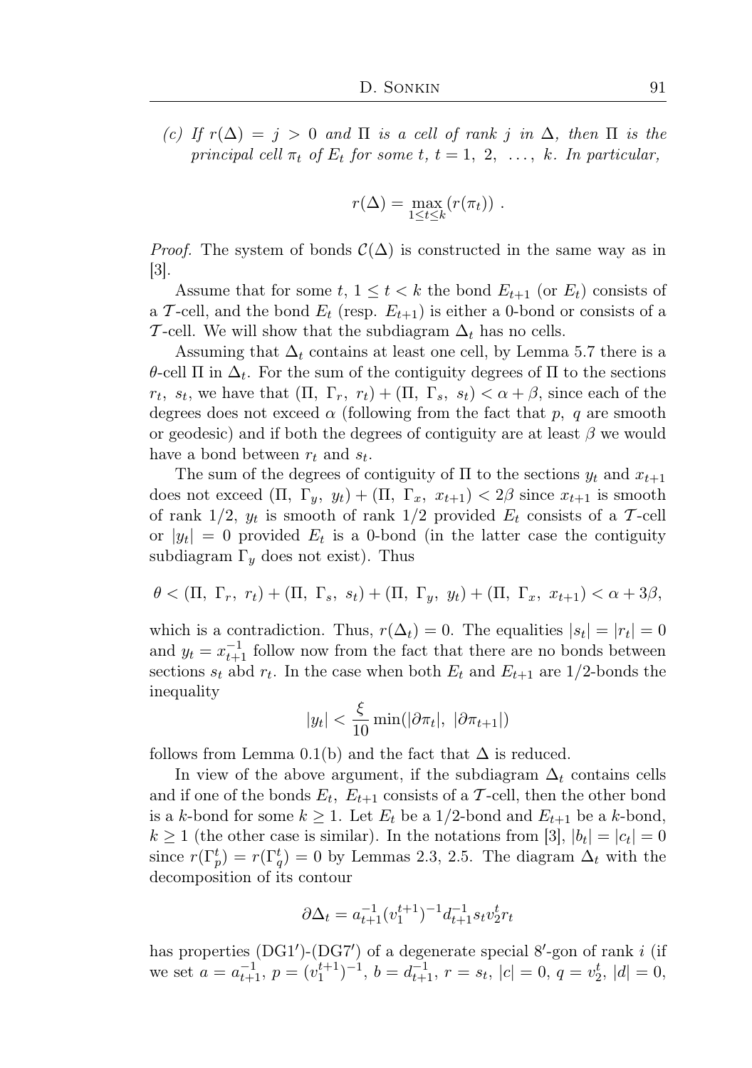(c) *If $r(\Delta) = j > 0$ and $\Pi$ is a cell of rank $j$ in $\Delta$, then $\Pi$ is the principal cell $\pi_t$ of $E_t$ for some $t$, $t = 1, 2, \ldots, k$. In particular,*

$$r(\Delta) = \max_{1 \le t \le k} (r(\pi_t)) \ .$$

*Proof.* The system of bonds $\mathcal{C}(\Delta)$ is constructed in the same way as in [3].

Assume that for some $t$, $1 \le t < k$ the bond $E_{t+1}$ (or $E_t$) consists of a $\mathcal{T}$-cell, and the bond $E_t$ (resp. $E_{t+1}$) is either a 0-bond or consists of a $\mathcal{T}$-cell. We will show that the subdiagram $\Delta_t$ has no cells.

Assuming that $\Delta_t$ contains at least one cell, by Lemma 5.7 there is a $\theta$-cell $\Pi$ in $\Delta_t$. For the sum of the contiguity degrees of $\Pi$ to the sections $r_t$, $s_t$, we have that $(\Pi,\ \Gamma_r,\ r_t) + (\Pi,\ \Gamma_s,\ s_t) < \alpha + \beta$, since each of the degrees does not exceed $\alpha$ (following from the fact that $p$, $q$ are smooth or geodesic) and if both the degrees of contiguity are at least $\beta$ we would have a bond between $r_t$ and $s_t$.

The sum of the degrees of contiguity of $\Pi$ to the sections $y_t$ and $x_{t+1}$ does not exceed $(\Pi,\ \Gamma_y,\ y_t) + (\Pi,\ \Gamma_x,\ x_{t+1}) < 2\beta$ since $x_{t+1}$ is smooth of rank $1/2$, $y_t$ is smooth of rank $1/2$ provided $E_t$ consists of a $\mathcal{T}$-cell or $|y_t| = 0$ provided $E_t$ is a 0-bond (in the latter case the contiguity subdiagram $\Gamma_y$ does not exist). Thus

$$\theta < (\Pi,\ \Gamma_r,\ r_t) + (\Pi,\ \Gamma_s,\ s_t) + (\Pi,\ \Gamma_y,\ y_t) + (\Pi,\ \Gamma_x,\ x_{t+1}) < \alpha + 3\beta,$$

which is a contradiction. Thus, $r(\Delta_t) = 0$. The equalities $|s_t| = |r_t| = 0$ and $y_t = x_{t+1}^{-1}$ follow now from the fact that there are no bonds between sections $s_t$ abd $r_t$. In the case when both $E_t$ and $E_{t+1}$ are $1/2$-bonds the inequality

$$|y_t| < \frac{\xi}{10} \min(|\partial \pi_t|,\ |\partial \pi_{t+1}|)$$

follows from Lemma 0.1(b) and the fact that $\Delta$ is reduced.

In view of the above argument, if the subdiagram $\Delta_t$ contains cells and if one of the bonds $E_t$, $E_{t+1}$ consists of a $\mathcal{T}$-cell, then the other bond is a $k$-bond for some $k \ge 1$. Let $E_t$ be a $1/2$-bond and $E_{t+1}$ be a $k$-bond, $k \ge 1$ (the other case is similar). In the notations from [3], $|b_t| = |c_t| = 0$ since $r(\Gamma_p^t) = r(\Gamma_q^t) = 0$ by Lemmas 2.3, 2.5. The diagram $\Delta_t$ with the decomposition of its contour

$$\partial \Delta_t = a_{t+1}^{-1} (v_1^{t+1})^{-1} d_{t+1}^{-1} s_t v_2^t r_t$$

has properties (DG1$'$)-(DG7$'$) of a degenerate special $8'$-gon of rank $i$ (if we set $a = a_{t+1}^{-1}$, $p = (v_1^{t+1})^{-1}$, $b = d_{t+1}^{-1}$, $r = s_t$, $|c| = 0$, $q = v_2^t$, $|d| = 0$,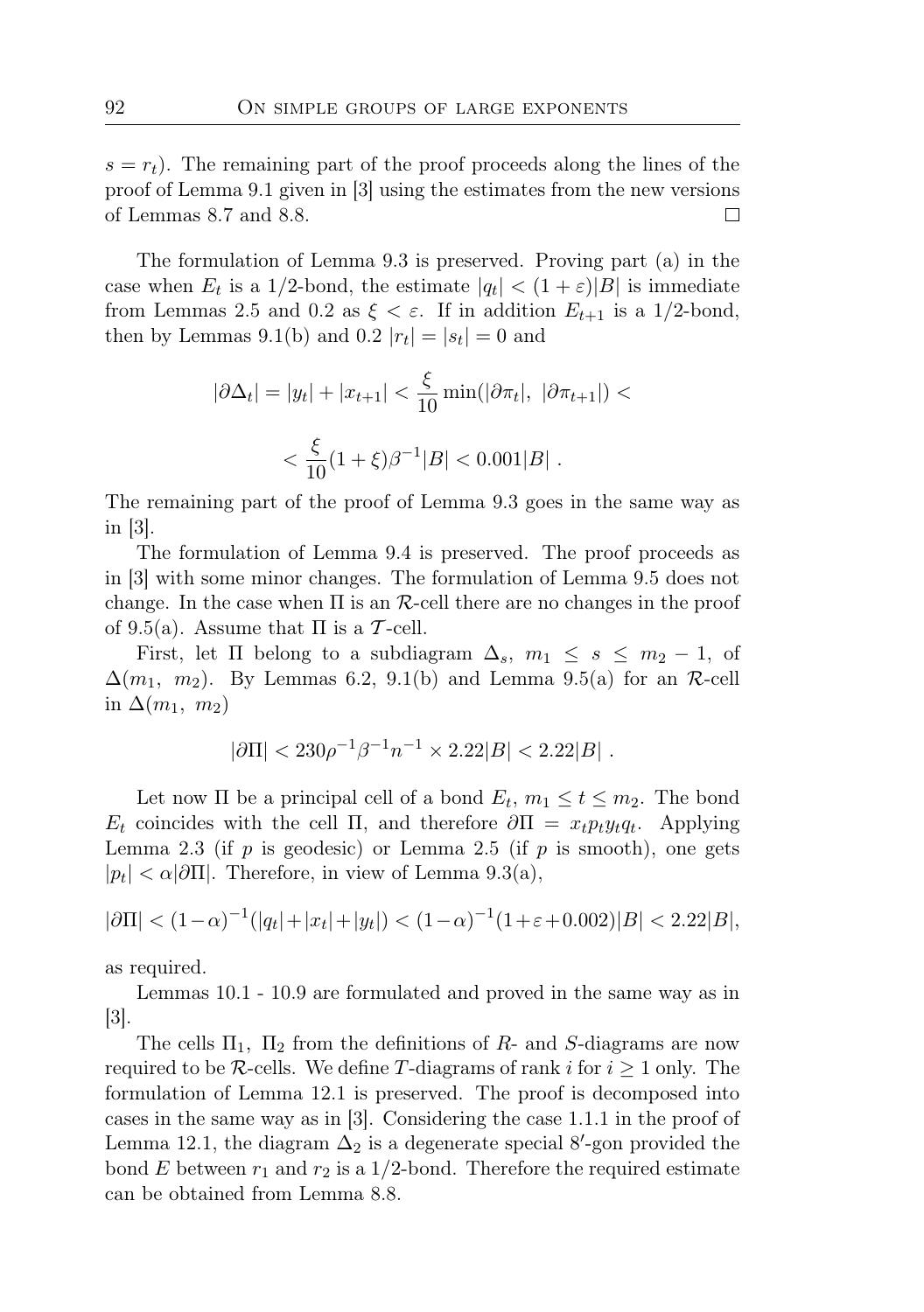$s = r_t$). The remaining part of the proof proceeds along the lines of the proof of Lemma 9.1 given in [3] using the estimates from the new versions of Lemmas 8.7 and 8.8. $\square$

The formulation of Lemma 9.3 is preserved. Proving part (a) in the case when $E_t$ is a 1/2-bond, the estimate $|q_t| < (1+\varepsilon)|B|$ is immediate from Lemmas 2.5 and 0.2 as $\xi < \varepsilon$. If in addition $E_{t+1}$ is a 1/2-bond, then by Lemmas 9.1(b) and 0.2 $|r_t| = |s_t| = 0$ and

$$|\partial\Delta_t| = |y_t| + |x_{t+1}| < \frac{\xi}{10}\min(|\partial\pi_t|,\ |\partial\pi_{t+1}|) <$$

$$< \frac{\xi}{10}(1+\xi)\beta^{-1}|B| < 0.001|B| .$$

The remaining part of the proof of Lemma 9.3 goes in the same way as in [3].

The formulation of Lemma 9.4 is preserved. The proof proceeds as in [3] with some minor changes. The formulation of Lemma 9.5 does not change. In the case when $\Pi$ is an $\mathcal{R}$-cell there are no changes in the proof of 9.5(a). Assume that $\Pi$ is a $\mathcal{T}$-cell.

First, let $\Pi$ belong to a subdiagram $\Delta_s$, $m_1 \leq s \leq m_2 - 1$, of $\Delta(m_1,\ m_2)$. By Lemmas 6.2, 9.1(b) and Lemma 9.5(a) for an $\mathcal{R}$-cell in $\Delta(m_1,\ m_2)$

$$|\partial\Pi| < 230\rho^{-1}\beta^{-1}n^{-1} \times 2.22|B| < 2.22|B| .$$

Let now $\Pi$ be a principal cell of a bond $E_t$, $m_1 \leq t \leq m_2$. The bond $E_t$ coincides with the cell $\Pi$, and therefore $\partial\Pi = x_t p_t y_t q_t$. Applying Lemma 2.3 (if $p$ is geodesic) or Lemma 2.5 (if $p$ is smooth), one gets $|p_t| < \alpha|\partial\Pi|$. Therefore, in view of Lemma 9.3(a),

$$|\partial\Pi| < (1-\alpha)^{-1}(|q_t|+|x_t|+|y_t|) < (1-\alpha)^{-1}(1+\varepsilon+0.002)|B| < 2.22|B|,$$

as required.

Lemmas 10.1 - 10.9 are formulated and proved in the same way as in [3].

The cells $\Pi_1$, $\Pi_2$ from the definitions of $R$- and $S$-diagrams are now required to be $\mathcal{R}$-cells. We define $T$-diagrams of rank $i$ for $i \geq 1$ only. The formulation of Lemma 12.1 is preserved. The proof is decomposed into cases in the same way as in [3]. Considering the case 1.1.1 in the proof of Lemma 12.1, the diagram $\Delta_2$ is a degenerate special $8'$-gon provided the bond $E$ between $r_1$ and $r_2$ is a 1/2-bond. Therefore the required estimate can be obtained from Lemma 8.8.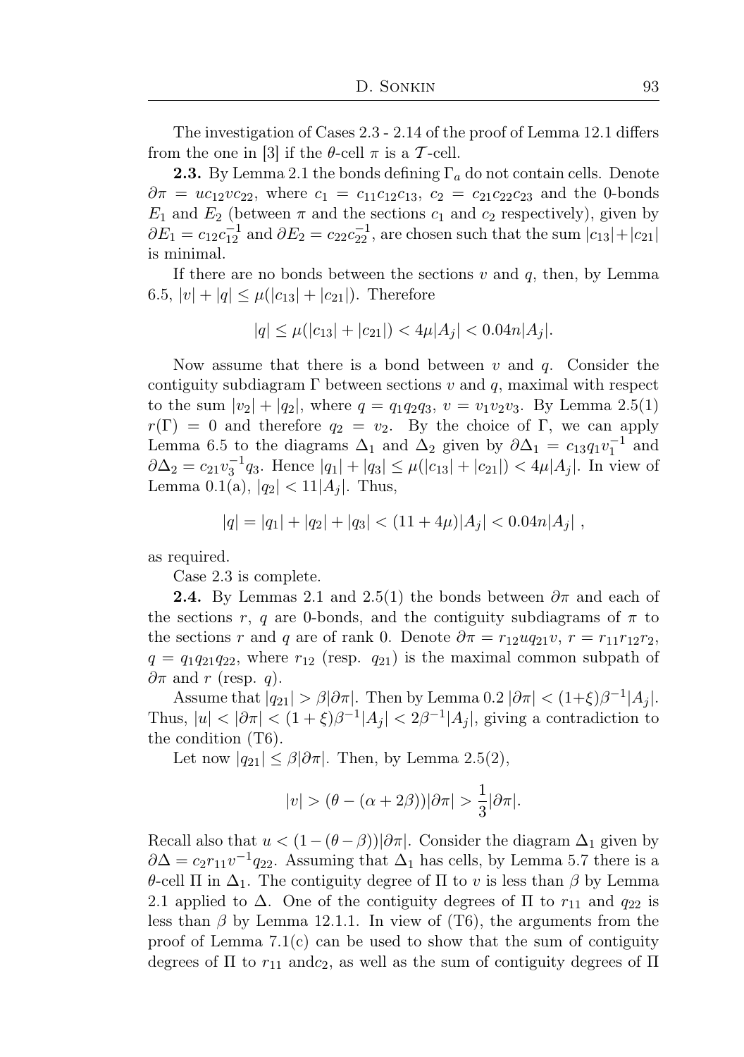The investigation of Cases 2.3 - 2.14 of the proof of Lemma 12.1 differs from the one in [3] if the $\theta$-cell $\pi$ is a $\mathcal{T}$-cell.

**2.3.** By Lemma 2.1 the bonds defining $\Gamma_a$ do not contain cells. Denote $\partial\pi = uc_{12}vc_{22}$, where $c_1 = c_{11}c_{12}c_{13}$, $c_2 = c_{21}c_{22}c_{23}$ and the 0-bonds $E_1$ and $E_2$ (between $\pi$ and the sections $c_1$ and $c_2$ respectively), given by $\partial E_1 = c_{12}c_{12}^{-1}$ and $\partial E_2 = c_{22}c_{22}^{-1}$, are chosen such that the sum $|c_{13}|+|c_{21}|$ is minimal.

If there are no bonds between the sections $v$ and $q$, then, by Lemma 6.5, $|v| + |q| \le \mu(|c_{13}| + |c_{21}|)$. Therefore

$$|q| \le \mu(|c_{13}| + |c_{21}|) < 4\mu|A_j| < 0.04n|A_j|.$$

Now assume that there is a bond between $v$ and $q$. Consider the contiguity subdiagram $\Gamma$ between sections $v$ and $q$, maximal with respect to the sum $|v_2| + |q_2|$, where $q = q_1q_2q_3$, $v = v_1v_2v_3$. By Lemma 2.5(1) $r(\Gamma) = 0$ and therefore $q_2 = v_2$. By the choice of $\Gamma$, we can apply Lemma 6.5 to the diagrams $\Delta_1$ and $\Delta_2$ given by $\partial\Delta_1 = c_{13}q_1v_1^{-1}$ and $\partial\Delta_2 = c_{21}v_3^{-1}q_3$. Hence $|q_1| + |q_3| \le \mu(|c_{13}| + |c_{21}|) < 4\mu|A_j|$. In view of Lemma 0.1(a), $|q_2| < 11|A_j|$. Thus,

$$|q| = |q_1| + |q_2| + |q_3| < (11 + 4\mu)|A_j| < 0.04n|A_j| \ ,$$

as required.

Case 2.3 is complete.

**2.4.** By Lemmas 2.1 and 2.5(1) the bonds between $\partial\pi$ and each of the sections $r$, $q$ are 0-bonds, and the contiguity subdiagrams of $\pi$ to the sections $r$ and $q$ are of rank 0. Denote $\partial\pi = r_{12}uq_{21}v$, $r = r_{11}r_{12}r_2$, $q = q_1q_{21}q_{22}$, where $r_{12}$ (resp. $q_{21}$) is the maximal common subpath of $\partial\pi$ and $r$ (resp. $q$).

Assume that $|q_{21}| > \beta|\partial\pi|$. Then by Lemma 0.2 $|\partial\pi| < (1+\xi)\beta^{-1}|A_j|$. Thus, $|u| < |\partial\pi| < (1 + \xi)\beta^{-1}|A_j| < 2\beta^{-1}|A_j|$, giving a contradiction to the condition (T6).

Let now $|q_{21}| \le \beta|\partial\pi|$. Then, by Lemma 2.5(2),

$$|v| > (\theta - (\alpha + 2\beta))|\partial\pi| > \frac{1}{3}|\partial\pi|.$$

Recall also that $u < (1 - (\theta - \beta))|\partial\pi|$. Consider the diagram $\Delta_1$ given by $\partial\Delta = c_2r_{11}v^{-1}q_{22}$. Assuming that $\Delta_1$ has cells, by Lemma 5.7 there is a $\theta$-cell $\Pi$ in $\Delta_1$. The contiguity degree of $\Pi$ to $v$ is less than $\beta$ by Lemma 2.1 applied to $\Delta$. One of the contiguity degrees of $\Pi$ to $r_{11}$ and $q_{22}$ is less than $\beta$ by Lemma 12.1.1. In view of (T6), the arguments from the proof of Lemma 7.1(c) can be used to show that the sum of contiguity degrees of $\Pi$ to $r_{11}$ and$c_2$, as well as the sum of contiguity degrees of $\Pi$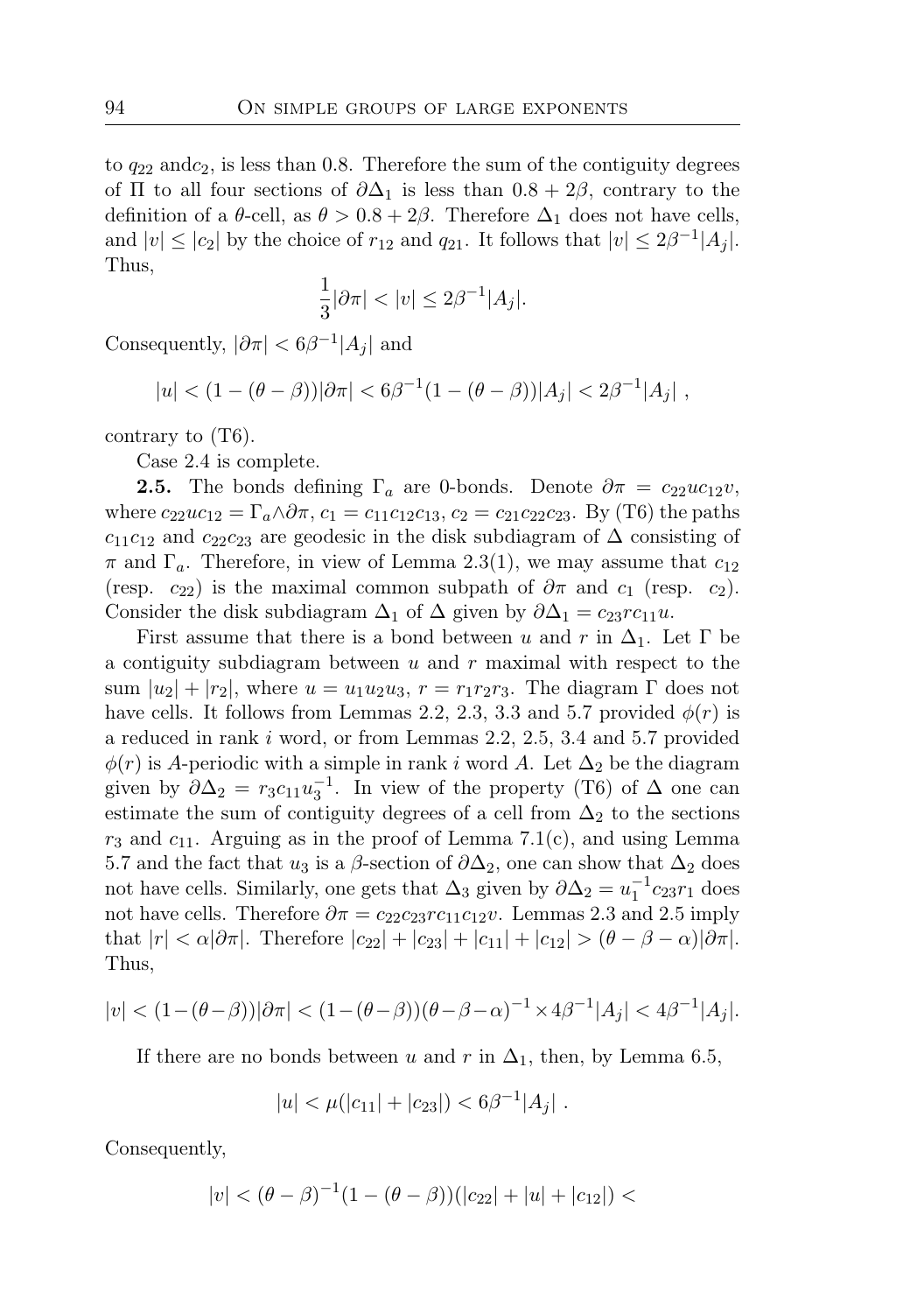to $q_{22}$ and$c_2$, is less than 0.8. Therefore the sum of the contiguity degrees of $\Pi$ to all four sections of $\partial\Delta_1$ is less than $0.8 + 2\beta$, contrary to the definition of a $\theta$-cell, as $\theta > 0.8 + 2\beta$. Therefore $\Delta_1$ does not have cells, and $|v| \le |c_2|$ by the choice of $r_{12}$ and $q_{21}$. It follows that $|v| \le 2\beta^{-1}|A_j|$. Thus,

$$\frac{1}{3}|\partial\pi| < |v| \le 2\beta^{-1}|A_j|.$$

Consequently, $|\partial\pi| < 6\beta^{-1}|A_j|$ and

$$|u| < (1-(\theta-\beta))|\partial\pi| < 6\beta^{-1}(1-(\theta-\beta))|A_j| < 2\beta^{-1}|A_j| \ ,$$

contrary to (T6).

Case 2.4 is complete.

**2.5.** The bonds defining $\Gamma_a$ are 0-bonds. Denote $\partial\pi = c_{22}uc_{12}v$, where $c_{22}uc_{12} = \Gamma_a \wedge \partial\pi$, $c_1 = c_{11}c_{12}c_{13}$, $c_2 = c_{21}c_{22}c_{23}$. By (T6) the paths $c_{11}c_{12}$ and $c_{22}c_{23}$ are geodesic in the disk subdiagram of $\Delta$ consisting of $\pi$ and $\Gamma_a$. Therefore, in view of Lemma 2.3(1), we may assume that $c_{12}$ (resp. $c_{22}$) is the maximal common subpath of $\partial\pi$ and $c_1$ (resp. $c_2$). Consider the disk subdiagram $\Delta_1$ of $\Delta$ given by $\partial\Delta_1 = c_{23}rc_{11}u$.

First assume that there is a bond between $u$ and $r$ in $\Delta_1$. Let $\Gamma$ be a contiguity subdiagram between $u$ and $r$ maximal with respect to the sum $|u_2| + |r_2|$, where $u = u_1u_2u_3$, $r = r_1r_2r_3$. The diagram $\Gamma$ does not have cells. It follows from Lemmas 2.2, 2.3, 3.3 and 5.7 provided $\phi(r)$ is a reduced in rank $i$ word, or from Lemmas 2.2, 2.5, 3.4 and 5.7 provided $\phi(r)$ is $A$-periodic with a simple in rank $i$ word $A$. Let $\Delta_2$ be the diagram given by $\partial\Delta_2 = r_3c_{11}u_3^{-1}$. In view of the property (T6) of $\Delta$ one can estimate the sum of contiguity degrees of a cell from $\Delta_2$ to the sections $r_3$ and $c_{11}$. Arguing as in the proof of Lemma 7.1(c), and using Lemma 5.7 and the fact that $u_3$ is a $\beta$-section of $\partial\Delta_2$, one can show that $\Delta_2$ does not have cells. Similarly, one gets that $\Delta_3$ given by $\partial\Delta_2 = u_1^{-1}c_{23}r_1$ does not have cells. Therefore $\partial\pi = c_{22}c_{23}rc_{11}c_{12}v$. Lemmas 2.3 and 2.5 imply that $|r| < \alpha|\partial\pi|$. Therefore $|c_{22}| + |c_{23}| + |c_{11}| + |c_{12}| > (\theta - \beta - \alpha)|\partial\pi|$. Thus,

$$|v| < (1-(\theta-\beta))|\partial\pi| < (1-(\theta-\beta))(\theta-\beta-\alpha)^{-1} \times 4\beta^{-1}|A_j| < 4\beta^{-1}|A_j|.$$

If there are no bonds between $u$ and $r$ in $\Delta_1$, then, by Lemma 6.5,

$$|u| < \mu(|c_{11}| + |c_{23}|) < 6\beta^{-1}|A_j| \ .$$

Consequently,

$$|v| < (\theta-\beta)^{-1}(1-(\theta-\beta))(|c_{22}| + |u| + |c_{12}|) <$$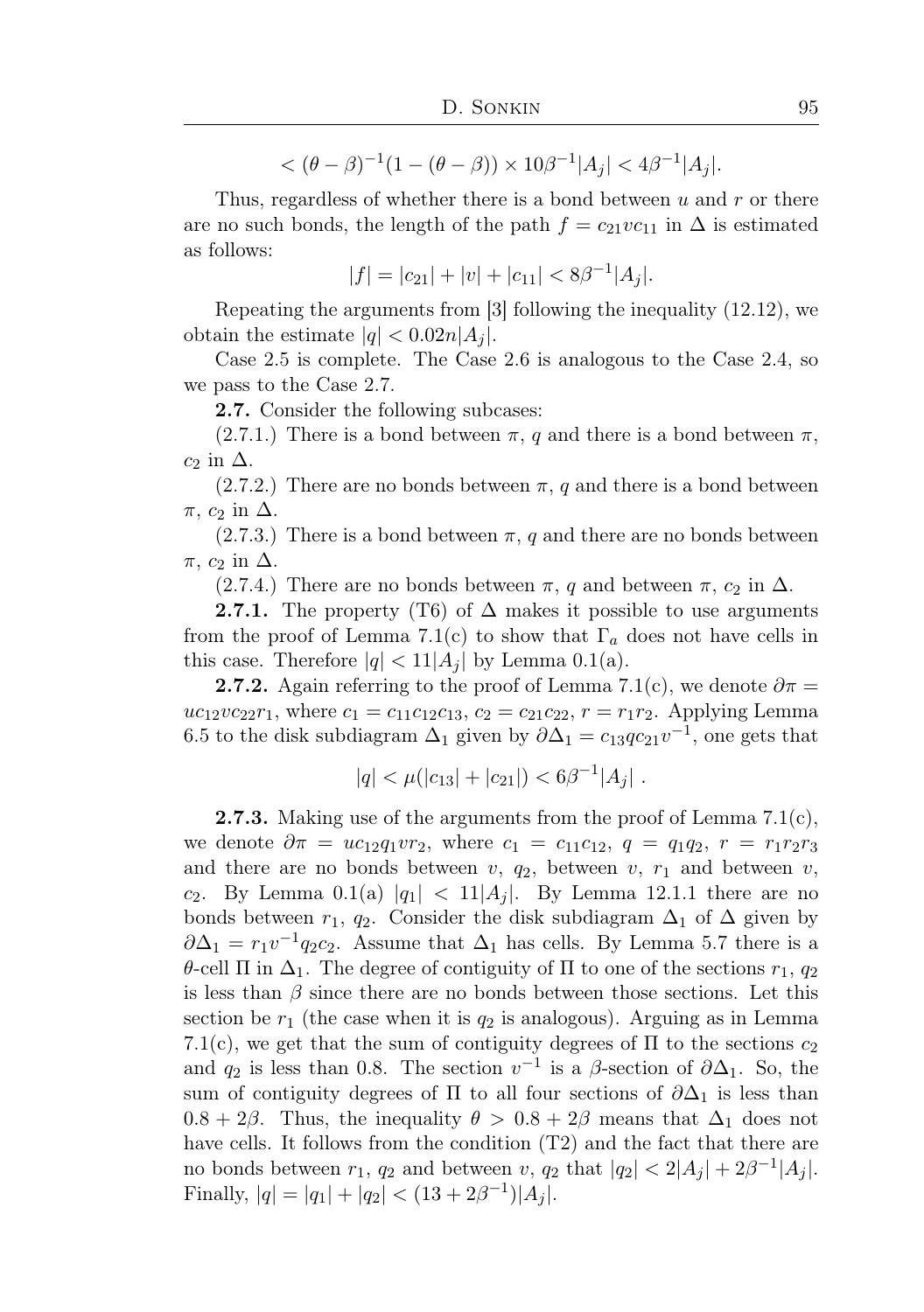$$< (\theta - \beta)^{-1}(1 - (\theta - \beta)) \times 10\beta^{-1}|A_j| < 4\beta^{-1}|A_j|.$$

Thus, regardless of whether there is a bond between $u$ and $r$ or there are no such bonds, the length of the path $f = c_{21}vc_{11}$ in $\Delta$ is estimated as follows:

$$|f| = |c_{21}| + |v| + |c_{11}| < 8\beta^{-1}|A_j|.$$

Repeating the arguments from [3] following the inequality (12.12), we obtain the estimate $|q| < 0.02n|A_j|$.

Case 2.5 is complete. The Case 2.6 is analogous to the Case 2.4, so we pass to the Case 2.7.

**2.7.** Consider the following subcases:

(2.7.1.) There is a bond between $\pi$, $q$ and there is a bond between $\pi$, $c_2$ in $\Delta$.

(2.7.2.) There are no bonds between $\pi$, $q$ and there is a bond between $\pi$, $c_2$ in $\Delta$.

(2.7.3.) There is a bond between $\pi$, $q$ and there are no bonds between $\pi$, $c_2$ in $\Delta$.

(2.7.4.) There are no bonds between $\pi$, $q$ and between $\pi$, $c_2$ in $\Delta$.

**2.7.1.** The property (T6) of $\Delta$ makes it possible to use arguments from the proof of Lemma 7.1(c) to show that $\Gamma_a$ does not have cells in this case. Therefore $|q| < 11|A_j|$ by Lemma 0.1(a).

**2.7.2.** Again referring to the proof of Lemma 7.1(c), we denote $\partial\pi = uc_{12}vc_{22}r_1$, where $c_1 = c_{11}c_{12}c_{13}$, $c_2 = c_{21}c_{22}$, $r = r_1r_2$. Applying Lemma 6.5 to the disk subdiagram $\Delta_1$ given by $\partial\Delta_1 = c_{13}qc_{21}v^{-1}$, one gets that

$$|q| < \mu(|c_{13}| + |c_{21}|) < 6\beta^{-1}|A_j| \ .$$

**2.7.3.** Making use of the arguments from the proof of Lemma 7.1(c), we denote $\partial\pi = uc_{12}q_1vr_2$, where $c_1 = c_{11}c_{12}$, $q = q_1q_2$, $r = r_1r_2r_3$ and there are no bonds between $v$, $q_2$, between $v$, $r_1$ and between $v$, $c_2$. By Lemma 0.1(a) $|q_1| < 11|A_j|$. By Lemma 12.1.1 there are no bonds between $r_1$, $q_2$. Consider the disk subdiagram $\Delta_1$ of $\Delta$ given by $\partial\Delta_1 = r_1v^{-1}q_2c_2$. Assume that $\Delta_1$ has cells. By Lemma 5.7 there is a $\theta$-cell $\Pi$ in $\Delta_1$. The degree of contiguity of $\Pi$ to one of the sections $r_1$, $q_2$ is less than $\beta$ since there are no bonds between those sections. Let this section be $r_1$ (the case when it is $q_2$ is analogous). Arguing as in Lemma 7.1(c), we get that the sum of contiguity degrees of $\Pi$ to the sections $c_2$ and $q_2$ is less than 0.8. The section $v^{-1}$ is a $\beta$-section of $\partial\Delta_1$. So, the sum of contiguity degrees of $\Pi$ to all four sections of $\partial\Delta_1$ is less than $0.8 + 2\beta$. Thus, the inequality $\theta > 0.8 + 2\beta$ means that $\Delta_1$ does not have cells. It follows from the condition (T2) and the fact that there are no bonds between $r_1$, $q_2$ and between $v$, $q_2$ that $|q_2| < 2|A_j| + 2\beta^{-1}|A_j|$. Finally, $|q| = |q_1| + |q_2| < (13 + 2\beta^{-1})|A_j|$.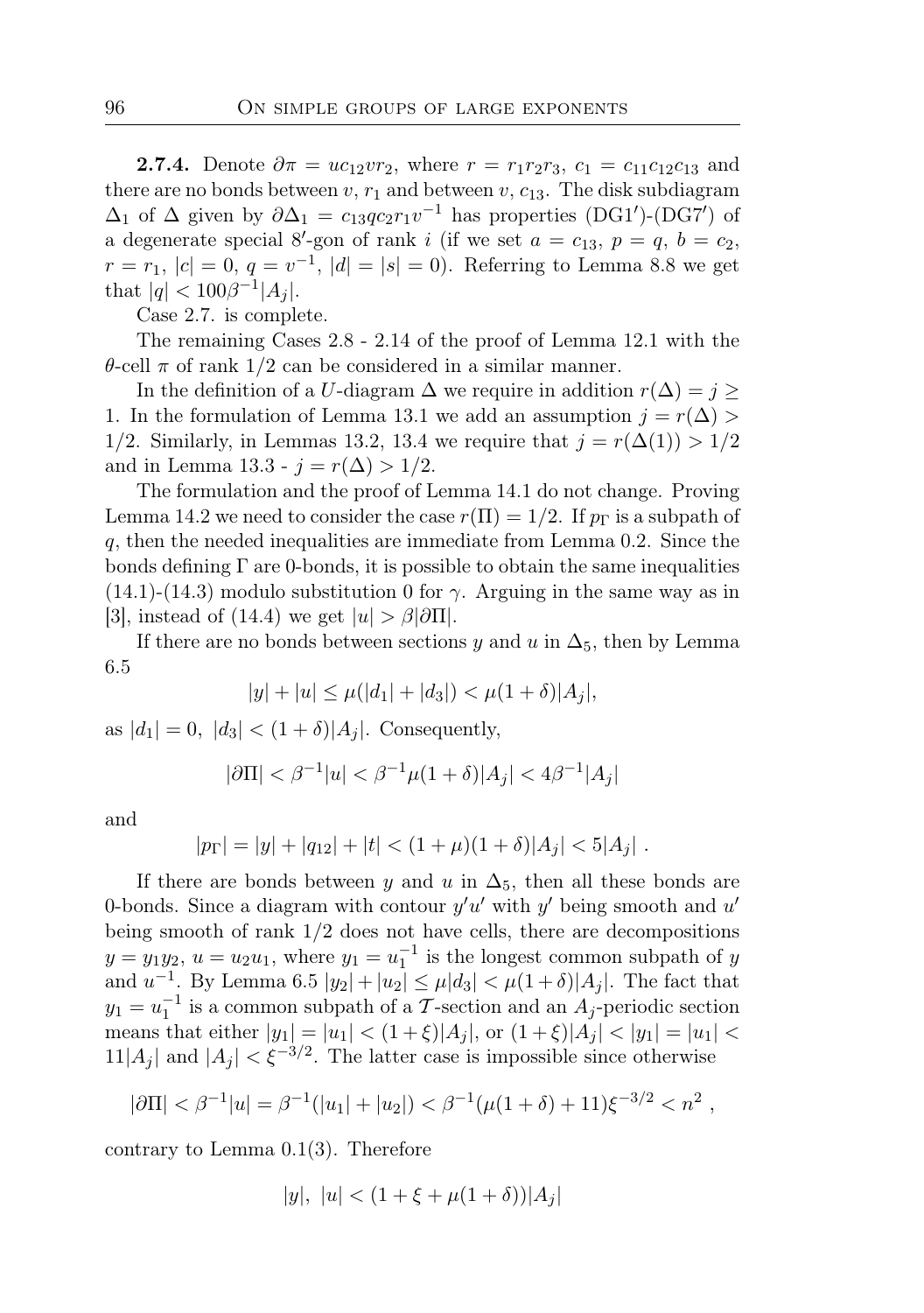**2.7.4.** Denote $\partial\pi = uc_{12}vr_2$, where $r = r_1r_2r_3$, $c_1 = c_{11}c_{12}c_{13}$ and there are no bonds between $v$, $r_1$ and between $v$, $c_{13}$. The disk subdiagram $\Delta_1$ of $\Delta$ given by $\partial\Delta_1 = c_{13}qc_2r_1v^{-1}$ has properties (DG1′)-(DG7′) of a degenerate special 8′-gon of rank $i$ (if we set $a = c_{13}$, $p = q$, $b = c_2$, $r = r_1$, $|c| = 0$, $q = v^{-1}$, $|d| = |s| = 0$). Referring to Lemma 8.8 we get that $|q| < 100\beta^{-1}|A_j|$.

Case 2.7. is complete.

The remaining Cases 2.8 - 2.14 of the proof of Lemma 12.1 with the $\theta$-cell $\pi$ of rank 1/2 can be considered in a similar manner.

In the definition of a $U$-diagram $\Delta$ we require in addition $r(\Delta) = j \geq 1$. In the formulation of Lemma 13.1 we add an assumption $j = r(\Delta) > 1/2$. Similarly, in Lemmas 13.2, 13.4 we require that $j = r(\Delta(1)) > 1/2$ and in Lemma 13.3 - $j = r(\Delta) > 1/2$.

The formulation and the proof of Lemma 14.1 do not change. Proving Lemma 14.2 we need to consider the case $r(\Pi) = 1/2$. If $p_\Gamma$ is a subpath of $q$, then the needed inequalities are immediate from Lemma 0.2. Since the bonds defining $\Gamma$ are 0-bonds, it is possible to obtain the same inequalities (14.1)-(14.3) modulo substitution 0 for $\gamma$. Arguing in the same way as in [3], instead of (14.4) we get $|u| > \beta|\partial\Pi|$.

If there are no bonds between sections $y$ and $u$ in $\Delta_5$, then by Lemma 6.5

$$|y| + |u| \leq \mu(|d_1| + |d_3|) < \mu(1+\delta)|A_j|,$$

as $|d_1| = 0$, $|d_3| < (1+\delta)|A_j|$. Consequently,

$$|\partial\Pi| < \beta^{-1}|u| < \beta^{-1}\mu(1+\delta)|A_j| < 4\beta^{-1}|A_j|$$

and

$$|p_\Gamma| = |y| + |q_{12}| + |t| < (1+\mu)(1+\delta)|A_j| < 5|A_j| \ .$$

If there are bonds between $y$ and $u$ in $\Delta_5$, then all these bonds are 0-bonds. Since a diagram with contour $y'u'$ with $y'$ being smooth and $u'$ being smooth of rank 1/2 does not have cells, there are decompositions $y = y_1y_2$, $u = u_2u_1$, where $y_1 = u_1^{-1}$ is the longest common subpath of $y$ and $u^{-1}$. By Lemma 6.5 $|y_2| + |u_2| \leq \mu|d_3| < \mu(1+\delta)|A_j|$. The fact that $y_1 = u_1^{-1}$ is a common subpath of a $\mathcal{T}$-section and an $A_j$-periodic section means that either $|y_1| = |u_1| < (1+\xi)|A_j|$, or $(1+\xi)|A_j| < |y_1| = |u_1| < 11|A_j|$ and $|A_j| < \xi^{-3/2}$. The latter case is impossible since otherwise

$$|\partial\Pi| < \beta^{-1}|u| = \beta^{-1}(|u_1| + |u_2|) < \beta^{-1}(\mu(1+\delta) + 11)\xi^{-3/2} < n^2 \ ,$$

contrary to Lemma 0.1(3). Therefore

$$|y|,\ |u| < (1 + \xi + \mu(1+\delta))|A_j|$$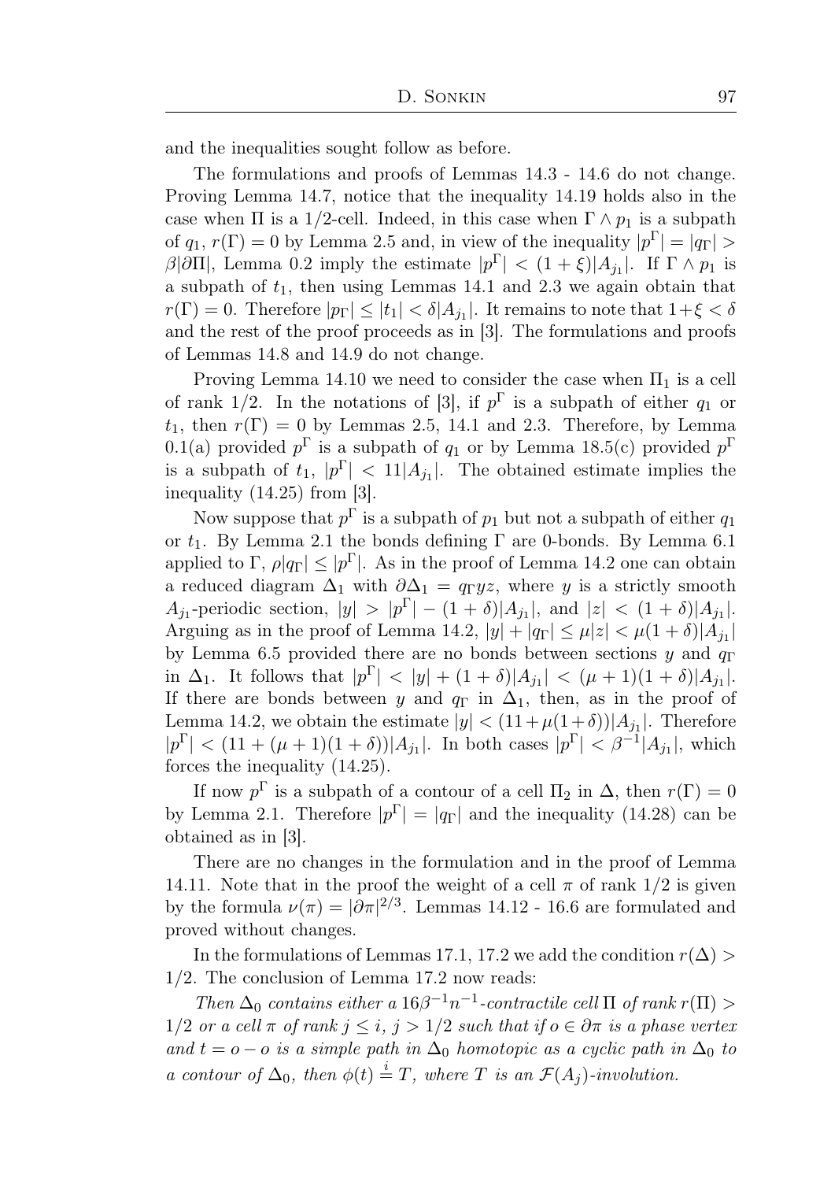and the inequalities sought follow as before.

The formulations and proofs of Lemmas 14.3 - 14.6 do not change. Proving Lemma 14.7, notice that the inequality 14.19 holds also in the case when $\Pi$ is a 1/2-cell. Indeed, in this case when $\Gamma \wedge p_1$ is a subpath of $q_1$, $r(\Gamma) = 0$ by Lemma 2.5 and, in view of the inequality $|p^\Gamma| = |q_\Gamma| > \beta|\partial\Pi|$, Lemma 0.2 imply the estimate $|p^\Gamma| < (1+\xi)|A_{j_1}|$. If $\Gamma \wedge p_1$ is a subpath of $t_1$, then using Lemmas 14.1 and 2.3 we again obtain that $r(\Gamma) = 0$. Therefore $|p_\Gamma| \le |t_1| < \delta|A_{j_1}|$. It remains to note that $1+\xi < \delta$ and the rest of the proof proceeds as in [3]. The formulations and proofs of Lemmas 14.8 and 14.9 do not change.

Proving Lemma 14.10 we need to consider the case when $\Pi_1$ is a cell of rank 1/2. In the notations of [3], if $p^\Gamma$ is a subpath of either $q_1$ or $t_1$, then $r(\Gamma) = 0$ by Lemmas 2.5, 14.1 and 2.3. Therefore, by Lemma 0.1(a) provided $p^\Gamma$ is a subpath of $q_1$ or by Lemma 18.5(c) provided $p^\Gamma$ is a subpath of $t_1$, $|p^\Gamma| < 11|A_{j_1}|$. The obtained estimate implies the inequality (14.25) from [3].

Now suppose that $p^\Gamma$ is a subpath of $p_1$ but not a subpath of either $q_1$ or $t_1$. By Lemma 2.1 the bonds defining $\Gamma$ are 0-bonds. By Lemma 6.1 applied to $\Gamma$, $\rho|q_\Gamma| \le |p^\Gamma|$. As in the proof of Lemma 14.2 one can obtain a reduced diagram $\Delta_1$ with $\partial\Delta_1 = q_\Gamma yz$, where $y$ is a strictly smooth $A_{j_1}$-periodic section, $|y| > |p^\Gamma| - (1+\delta)|A_{j_1}|$, and $|z| < (1+\delta)|A_{j_1}|$. Arguing as in the proof of Lemma 14.2, $|y| + |q_\Gamma| \le \mu|z| < \mu(1+\delta)|A_{j_1}|$ by Lemma 6.5 provided there are no bonds between sections $y$ and $q_\Gamma$ in $\Delta_1$. It follows that $|p^\Gamma| < |y| + (1+\delta)|A_{j_1}| < (\mu+1)(1+\delta)|A_{j_1}|$. If there are bonds between $y$ and $q_\Gamma$ in $\Delta_1$, then, as in the proof of Lemma 14.2, we obtain the estimate $|y| < (11+\mu(1+\delta))|A_{j_1}|$. Therefore $|p^\Gamma| < (11+(\mu+1)(1+\delta))|A_{j_1}|$. In both cases $|p^\Gamma| < \beta^{-1}|A_{j_1}|$, which forces the inequality (14.25).

If now $p^\Gamma$ is a subpath of a contour of a cell $\Pi_2$ in $\Delta$, then $r(\Gamma) = 0$ by Lemma 2.1. Therefore $|p^\Gamma| = |q_\Gamma|$ and the inequality (14.28) can be obtained as in [3].

There are no changes in the formulation and in the proof of Lemma 14.11. Note that in the proof the weight of a cell $\pi$ of rank 1/2 is given by the formula $\nu(\pi) = |\partial\pi|^{2/3}$. Lemmas 14.12 - 16.6 are formulated and proved without changes.

In the formulations of Lemmas 17.1, 17.2 we add the condition $r(\Delta) > 1/2$. The conclusion of Lemma 17.2 now reads:

*Then $\Delta_0$ contains either a $16\beta^{-1}n^{-1}$-contractile cell $\Pi$ of rank $r(\Pi) > 1/2$ or a cell $\pi$ of rank $j \le i$, $j > 1/2$ such that if $o \in \partial\pi$ is a phase vertex and $t = o - o$ is a simple path in $\Delta_0$ homotopic as a cyclic path in $\Delta_0$ to a contour of $\Delta_0$, then $\phi(t) \overset{i}{=} T$, where $T$ is an $\mathcal{F}(A_j)$-involution.*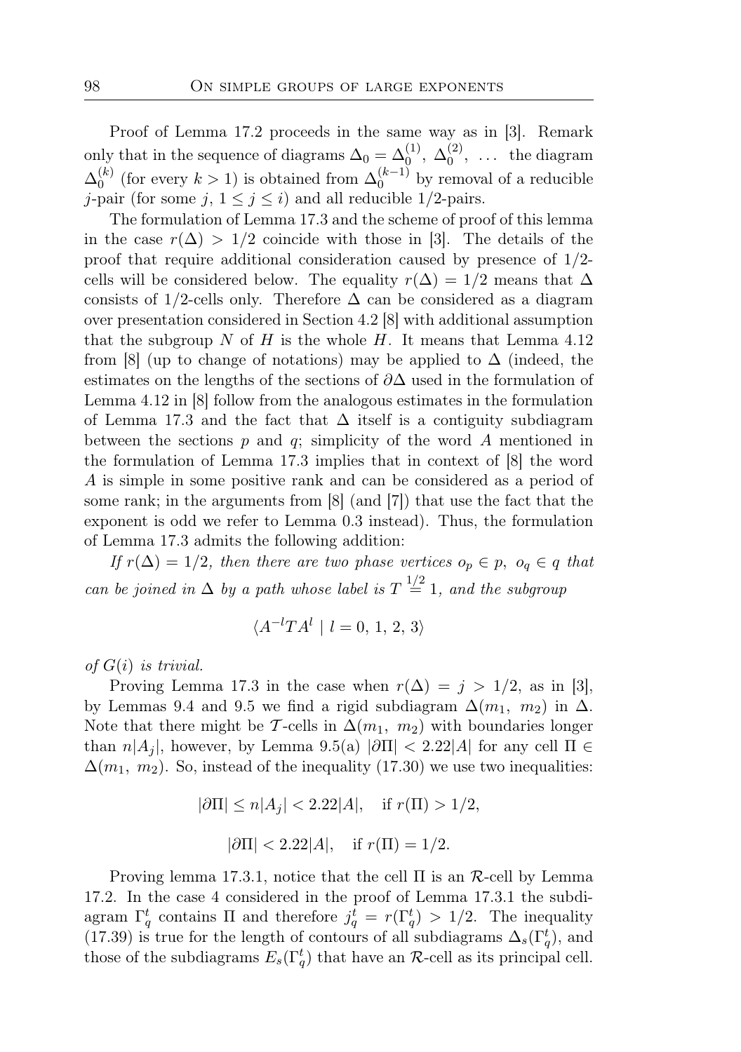Proof of Lemma 17.2 proceeds in the same way as in [3]. Remark only that in the sequence of diagrams $\Delta_0 = \Delta_0^{(1)}, \Delta_0^{(2)}, \ldots$ the diagram $\Delta_0^{(k)}$ (for every $k > 1$) is obtained from $\Delta_0^{(k-1)}$ by removal of a reducible $j$-pair (for some $j$, $1 \le j \le i$) and all reducible 1/2-pairs.

The formulation of Lemma 17.3 and the scheme of proof of this lemma in the case $r(\Delta) > 1/2$ coincide with those in [3]. The details of the proof that require additional consideration caused by presence of 1/2-cells will be considered below. The equality $r(\Delta) = 1/2$ means that $\Delta$ consists of 1/2-cells only. Therefore $\Delta$ can be considered as a diagram over presentation considered in Section 4.2 [8] with additional assumption that the subgroup $N$ of $H$ is the whole $H$. It means that Lemma 4.12 from [8] (up to change of notations) may be applied to $\Delta$ (indeed, the estimates on the lengths of the sections of $\partial\Delta$ used in the formulation of Lemma 4.12 in [8] follow from the analogous estimates in the formulation of Lemma 17.3 and the fact that $\Delta$ itself is a contiguity subdiagram between the sections $p$ and $q$; simplicity of the word $A$ mentioned in the formulation of Lemma 17.3 implies that in context of [8] the word $A$ is simple in some positive rank and can be considered as a period of some rank; in the arguments from [8] (and [7]) that use the fact that the exponent is odd we refer to Lemma 0.3 instead). Thus, the formulation of Lemma 17.3 admits the following addition:

*If $r(\Delta) = 1/2$, then there are two phase vertices $o_p \in p$, $o_q \in q$ that can be joined in $\Delta$ by a path whose label is $T \overset{1/2}{=} 1$, and the subgroup*

$$\langle A^{-l} T A^{l} \mid l = 0, 1, 2, 3 \rangle$$

*of $G(i)$ is trivial.*

Proving Lemma 17.3 in the case when $r(\Delta) = j > 1/2$, as in [3], by Lemmas 9.4 and 9.5 we find a rigid subdiagram $\Delta(m_1, m_2)$ in $\Delta$. Note that there might be $\mathcal{T}$-cells in $\Delta(m_1, m_2)$ with boundaries longer than $n|A_j|$, however, by Lemma 9.5(a) $|\partial\Pi| < 2.22|A|$ for any cell $\Pi \in \Delta(m_1, m_2)$. So, instead of the inequality (17.30) we use two inequalities:

$$|\partial\Pi| \le n|A_j| < 2.22|A|, \quad \text{if } r(\Pi) > 1/2,$$

$$|\partial\Pi| < 2.22|A|, \quad \text{if } r(\Pi) = 1/2.$$

Proving lemma 17.3.1, notice that the cell $\Pi$ is an $\mathcal{R}$-cell by Lemma 17.2. In the case 4 considered in the proof of Lemma 17.3.1 the subdiagram $\Gamma_q^t$ contains $\Pi$ and therefore $j_q^t = r(\Gamma_q^t) > 1/2$. The inequality (17.39) is true for the length of contours of all subdiagrams $\Delta_s(\Gamma_q^t)$, and those of the subdiagrams $E_s(\Gamma_q^t)$ that have an $\mathcal{R}$-cell as its principal cell.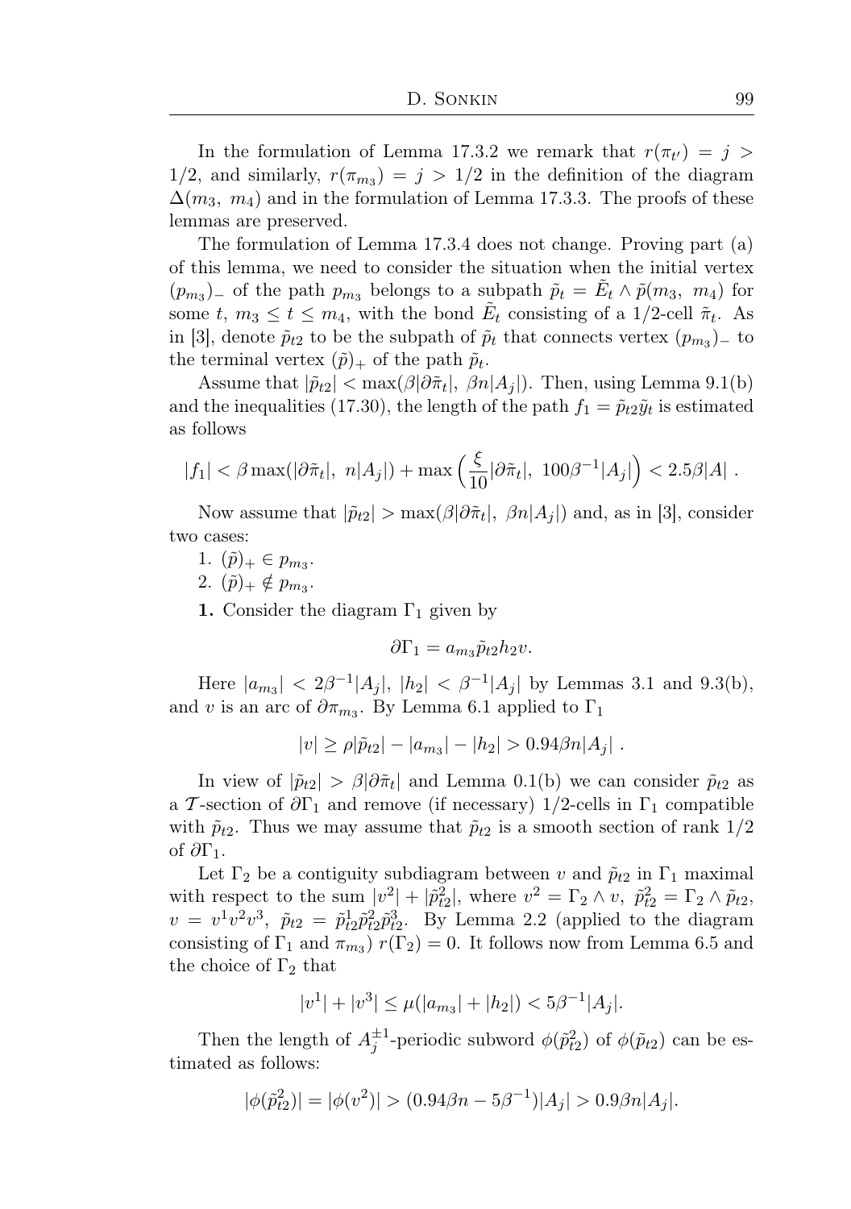In the formulation of Lemma 17.3.2 we remark that $r(\pi_{t'}) = j > 1/2$, and similarly, $r(\pi_{m_3}) = j > 1/2$ in the definition of the diagram $\Delta(m_3,\ m_4)$ and in the formulation of Lemma 17.3.3. The proofs of these lemmas are preserved.

The formulation of Lemma 17.3.4 does not change. Proving part (a) of this lemma, we need to consider the situation when the initial vertex $(p_{m_3})_-$ of the path $p_{m_3}$ belongs to a subpath $\tilde{p}_t = \tilde{E}_t \wedge \tilde{p}(m_3,\ m_4)$ for some $t$, $m_3 \le t \le m_4$, with the bond $\tilde{E}_t$ consisting of a 1/2-cell $\tilde{\pi}_t$. As in [3], denote $\tilde{p}_{t2}$ to be the subpath of $\tilde{p}_t$ that connects vertex $(p_{m_3})_-$ to the terminal vertex $(\tilde{p})_+$ of the path $\tilde{p}_t$.

Assume that $|\tilde{p}_{t2}| < \max(\beta|\partial\tilde{\pi}_t|,\ \beta n|A_j|)$. Then, using Lemma 9.1(b) and the inequalities (17.30), the length of the path $f_1 = \tilde{p}_{t2}\tilde{y}_t$ is estimated as follows

$$|f_1| < \beta \max(|\partial\tilde{\pi}_t|,\ n|A_j|) + \max\Big(\frac{\xi}{10}|\partial\tilde{\pi}_t|,\ 100\beta^{-1}|A_j|\Big) < 2.5\beta|A|\ .$$

Now assume that $|\tilde{p}_{t2}| > \max(\beta|\partial\tilde{\pi}_t|,\ \beta n|A_j|)$ and, as in [3], consider two cases:

1. $(\tilde{p})_+ \in p_{m_3}$.
2. $(\tilde{p})_+ \notin p_{m_3}$.

**1.** Consider the diagram $\Gamma_1$ given by

$$\partial\Gamma_1 = a_{m_3}\tilde{p}_{t2}h_2 v.$$

Here $|a_{m_3}| < 2\beta^{-1}|A_j|$, $|h_2| < \beta^{-1}|A_j|$ by Lemmas 3.1 and 9.3(b), and $v$ is an arc of $\partial\pi_{m_3}$. By Lemma 6.1 applied to $\Gamma_1$

$$|v| \ge \rho|\tilde{p}_{t2}| - |a_{m_3}| - |h_2| > 0.94\beta n|A_j|\ .$$

In view of $|\tilde{p}_{t2}| > \beta|\partial\tilde{\pi}_t|$ and Lemma 0.1(b) we can consider $\tilde{p}_{t2}$ as a $\mathcal{T}$-section of $\partial\Gamma_1$ and remove (if necessary) 1/2-cells in $\Gamma_1$ compatible with $\tilde{p}_{t2}$. Thus we may assume that $\tilde{p}_{t2}$ is a smooth section of rank 1/2 of $\partial\Gamma_1$.

Let $\Gamma_2$ be a contiguity subdiagram between $v$ and $\tilde{p}_{t2}$ in $\Gamma_1$ maximal with respect to the sum $|v^2| + |\tilde{p}_{t2}^2|$, where $v^2 = \Gamma_2 \wedge v$, $\tilde{p}_{t2}^2 = \Gamma_2 \wedge \tilde{p}_{t2}$, $v = v^1v^2v^3$, $\tilde{p}_{t2} = \tilde{p}_{t2}^1\tilde{p}_{t2}^2\tilde{p}_{t2}^3$. By Lemma 2.2 (applied to the diagram consisting of $\Gamma_1$ and $\pi_{m_3}$) $r(\Gamma_2) = 0$. It follows now from Lemma 6.5 and the choice of $\Gamma_2$ that

$$|v^1| + |v^3| \le \mu(|a_{m_3}| + |h_2|) < 5\beta^{-1}|A_j|.$$

Then the length of $A_j^{\pm 1}$-periodic subword $\phi(\tilde{p}_{t2}^2)$ of $\phi(\tilde{p}_{t2})$ can be estimated as follows:

$$|\phi(\tilde{p}_{t2}^2)| = |\phi(v^2)| > (0.94\beta n - 5\beta^{-1})|A_j| > 0.9\beta n|A_j|.$$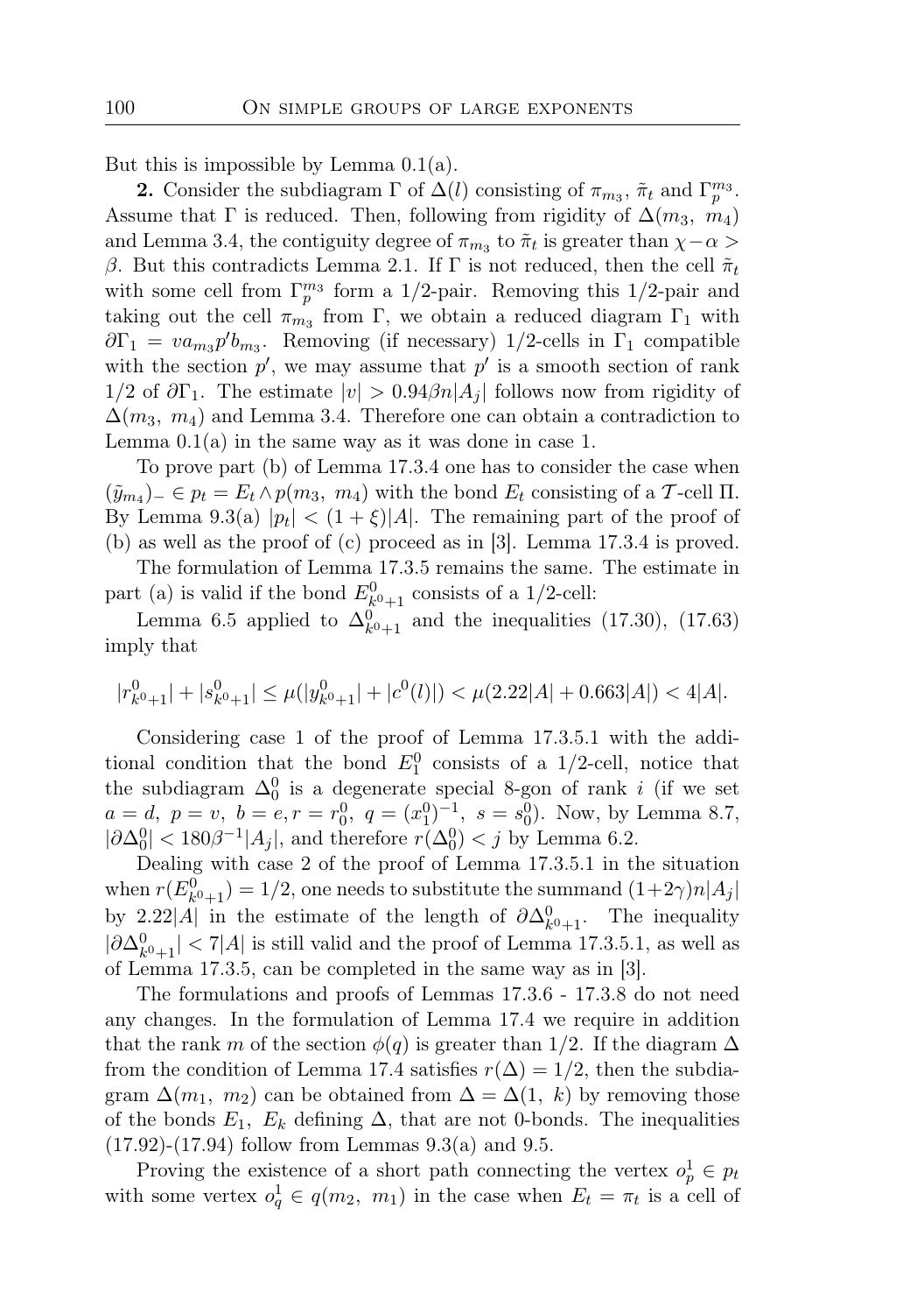But this is impossible by Lemma 0.1(a).

**2.** Consider the subdiagram $\Gamma$ of $\Delta(l)$ consisting of $\pi_{m_3}$, $\tilde{\pi}_t$ and $\Gamma_p^{m_3}$. Assume that $\Gamma$ is reduced. Then, following from rigidity of $\Delta(m_3,\ m_4)$ and Lemma 3.4, the contiguity degree of $\pi_{m_3}$ to $\tilde{\pi}_t$ is greater than $\chi-\alpha > \beta$. But this contradicts Lemma 2.1. If $\Gamma$ is not reduced, then the cell $\tilde{\pi}_t$ with some cell from $\Gamma_p^{m_3}$ form a 1/2-pair. Removing this 1/2-pair and taking out the cell $\pi_{m_3}$ from $\Gamma$, we obtain a reduced diagram $\Gamma_1$ with $\partial\Gamma_1 = va_{m_3}p'b_{m_3}$. Removing (if necessary) 1/2-cells in $\Gamma_1$ compatible with the section $p'$, we may assume that $p'$ is a smooth section of rank 1/2 of $\partial\Gamma_1$. The estimate $|v| > 0.94\beta n|A_j|$ follows now from rigidity of $\Delta(m_3,\ m_4)$ and Lemma 3.4. Therefore one can obtain a contradiction to Lemma 0.1(a) in the same way as it was done in case 1.

To prove part (b) of Lemma 17.3.4 one has to consider the case when $(\tilde{y}_{m_4})_- \in p_t = E_t \wedge p(m_3,\ m_4)$ with the bond $E_t$ consisting of a $\mathcal{T}$-cell $\Pi$. By Lemma 9.3(a) $|p_t| < (1+\xi)|A|$. The remaining part of the proof of (b) as well as the proof of (c) proceed as in [3]. Lemma 17.3.4 is proved.

The formulation of Lemma 17.3.5 remains the same. The estimate in part (a) is valid if the bond $E^0_{k^0+1}$ consists of a 1/2-cell:

Lemma 6.5 applied to $\Delta^0_{k^0+1}$ and the inequalities (17.30), (17.63) imply that

$$|r^0_{k^0+1}| + |s^0_{k^0+1}| \le \mu(|y^0_{k^0+1}| + |c^0(l)|) < \mu(2.22|A| + 0.663|A|) < 4|A|.$$

Considering case 1 of the proof of Lemma 17.3.5.1 with the additional condition that the bond $E^0_1$ consists of a 1/2-cell, notice that the subdiagram $\Delta^0_0$ is a degenerate special 8-gon of rank $i$ (if we set $a = d,\ p = v,\ b = e, r = r^0_0,\ q = (x^0_1)^{-1},\ s = s^0_0$). Now, by Lemma 8.7, $|\partial\Delta^0_0| < 180\beta^{-1}|A_j|$, and therefore $r(\Delta^0_0) < j$ by Lemma 6.2.

Dealing with case 2 of the proof of Lemma 17.3.5.1 in the situation when $r(E^0_{k^0+1}) = 1/2$, one needs to substitute the summand $(1+2\gamma)n|A_j|$ by $2.22|A|$ in the estimate of the length of $\partial\Delta^0_{k^0+1}$. The inequality $|\partial\Delta^0_{k^0+1}| < 7|A|$ is still valid and the proof of Lemma 17.3.5.1, as well as of Lemma 17.3.5, can be completed in the same way as in [3].

The formulations and proofs of Lemmas 17.3.6 - 17.3.8 do not need any changes. In the formulation of Lemma 17.4 we require in addition that the rank $m$ of the section $\phi(q)$ is greater than 1/2. If the diagram $\Delta$ from the condition of Lemma 17.4 satisfies $r(\Delta) = 1/2$, then the subdiagram $\Delta(m_1,\ m_2)$ can be obtained from $\Delta = \Delta(1,\ k)$ by removing those of the bonds $E_1,\ E_k$ defining $\Delta$, that are not 0-bonds. The inequalities (17.92)-(17.94) follow from Lemmas 9.3(a) and 9.5.

Proving the existence of a short path connecting the vertex $o^1_p \in p_t$ with some vertex $o^1_q \in q(m_2,\ m_1)$ in the case when $E_t = \pi_t$ is a cell of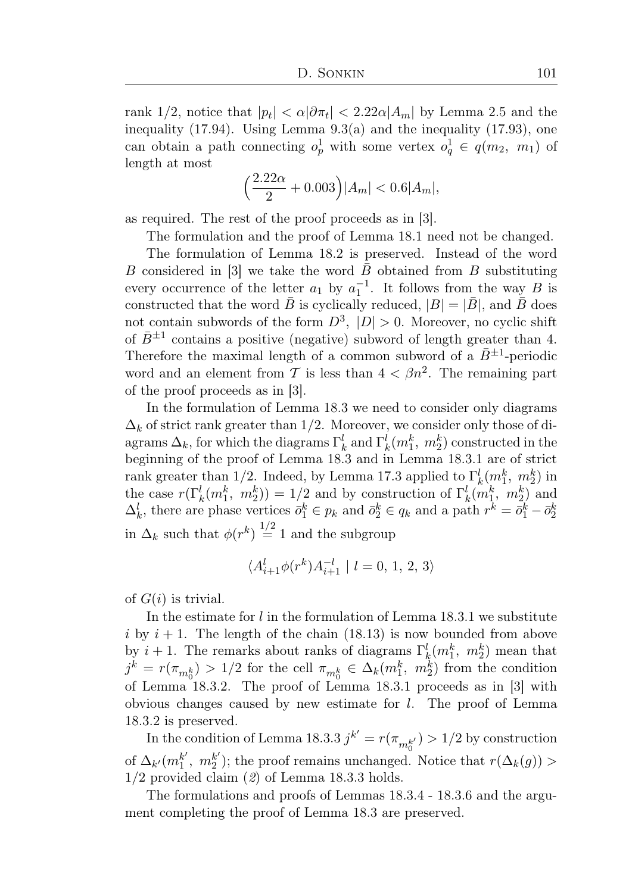rank 1/2, notice that $|p_t| < \alpha|\partial\pi_t| < 2.22\alpha|A_m|$ by Lemma 2.5 and the inequality (17.94). Using Lemma 9.3(a) and the inequality (17.93), one can obtain a path connecting $o_p^1$ with some vertex $o_q^1 \in q(m_2,\ m_1)$ of length at most

$$\Big(\frac{2.22\alpha}{2} + 0.003\Big)|A_m| < 0.6|A_m|,$$

as required. The rest of the proof proceeds as in [3].

The formulation and the proof of Lemma 18.1 need not be changed.

The formulation of Lemma 18.2 is preserved. Instead of the word $B$ considered in [3] we take the word $\bar{B}$ obtained from $B$ substituting every occurrence of the letter $a_1$ by $a_1^{-1}$. It follows from the way $B$ is constructed that the word $\bar{B}$ is cyclically reduced, $|B| = |\bar{B}|$, and $\bar{B}$ does not contain subwords of the form $D^3$, $|D| > 0$. Moreover, no cyclic shift of $\bar{B}^{\pm 1}$ contains a positive (negative) subword of length greater than 4. Therefore the maximal length of a common subword of a $\bar{B}^{\pm 1}$-periodic word and an element from $\mathcal{T}$ is less than $4 < \beta n^2$. The remaining part of the proof proceeds as in [3].

In the formulation of Lemma 18.3 we need to consider only diagrams $\Delta_k$ of strict rank greater than 1/2. Moreover, we consider only those of diagrams $\Delta_k$, for which the diagrams $\Gamma_k^l$ and $\Gamma_k^l(m_1^k,\ m_2^k)$ constructed in the beginning of the proof of Lemma 18.3 and in Lemma 18.3.1 are of strict rank greater than 1/2. Indeed, by Lemma 17.3 applied to $\Gamma_k^l(m_1^k,\ m_2^k)$ in the case $r(\Gamma_k^l(m_1^k,\ m_2^k)) = 1/2$ and by construction of $\Gamma_k^l(m_1^k,\ m_2^k)$ and $\Delta_k^l$, there are phase vertices $\bar{o}_1^k \in p_k$ and $\bar{o}_2^k \in q_k$ and a path $r^k = \bar{o}_1^k - \bar{o}_2^k$ in $\Delta_k$ such that $\phi(r^k) \overset{1/2}{=} 1$ and the subgroup

$$\langle A_{i+1}^l \phi(r^k) A_{i+1}^{-l} \mid l = 0,\ 1,\ 2,\ 3\rangle$$

of $G(i)$ is trivial.

In the estimate for $l$ in the formulation of Lemma 18.3.1 we substitute $i$ by $i+1$. The length of the chain (18.13) is now bounded from above by $i+1$. The remarks about ranks of diagrams $\Gamma_k^l(m_1^k,\ m_2^k)$ mean that $j^k = r(\pi_{m_0^k}) > 1/2$ for the cell $\pi_{m_0^k} \in \Delta_k(m_1^k,\ m_2^k)$ from the condition of Lemma 18.3.2. The proof of Lemma 18.3.1 proceeds as in [3] with obvious changes caused by new estimate for $l$. The proof of Lemma 18.3.2 is preserved.

In the condition of Lemma 18.3.3 $j^{k'} = r(\pi_{m_0^{k'}}) > 1/2$ by construction of $\Delta_{k'}(m_1^{k'},\ m_2^{k'})$; the proof remains unchanged. Notice that $r(\Delta_k(g)) > 1/2$ provided claim (*2*) of Lemma 18.3.3 holds.

The formulations and proofs of Lemmas 18.3.4 - 18.3.6 and the argument completing the proof of Lemma 18.3 are preserved.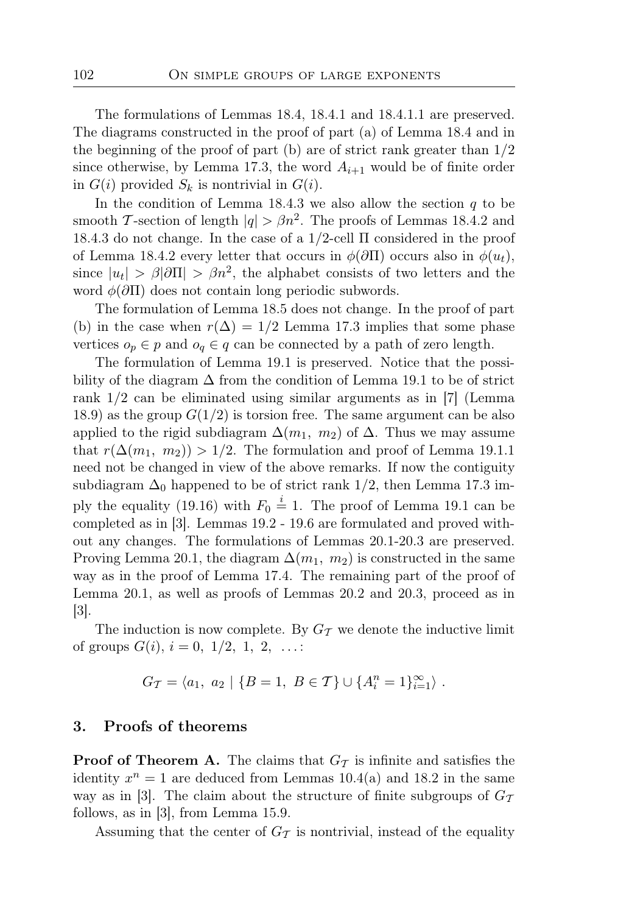The formulations of Lemmas 18.4, 18.4.1 and 18.4.1.1 are preserved. The diagrams constructed in the proof of part (a) of Lemma 18.4 and in the beginning of the proof of part (b) are of strict rank greater than $1/2$ since otherwise, by Lemma 17.3, the word $A_{i+1}$ would be of finite order in $G(i)$ provided $S_k$ is nontrivial in $G(i)$.

In the condition of Lemma 18.4.3 we also allow the section $q$ to be smooth $\mathcal{T}$-section of length $|q| > \beta n^2$. The proofs of Lemmas 18.4.2 and 18.4.3 do not change. In the case of a $1/2$-cell $\Pi$ considered in the proof of Lemma 18.4.2 every letter that occurs in $\phi(\partial\Pi)$ occurs also in $\phi(u_t)$, since $|u_t| > \beta|\partial\Pi| > \beta n^2$, the alphabet consists of two letters and the word $\phi(\partial\Pi)$ does not contain long periodic subwords.

The formulation of Lemma 18.5 does not change. In the proof of part (b) in the case when $r(\Delta) = 1/2$ Lemma 17.3 implies that some phase vertices $o_p \in p$ and $o_q \in q$ can be connected by a path of zero length.

The formulation of Lemma 19.1 is preserved. Notice that the possibility of the diagram $\Delta$ from the condition of Lemma 19.1 to be of strict rank $1/2$ can be eliminated using similar arguments as in [7] (Lemma 18.9) as the group $G(1/2)$ is torsion free. The same argument can be also applied to the rigid subdiagram $\Delta(m_1,\ m_2)$ of $\Delta$. Thus we may assume that $r(\Delta(m_1,\ m_2)) > 1/2$. The formulation and proof of Lemma 19.1.1 need not be changed in view of the above remarks. If now the contiguity subdiagram $\Delta_0$ happened to be of strict rank $1/2$, then Lemma 17.3 imply the equality (19.16) with $F_0 \overset{i}{=} 1$. The proof of Lemma 19.1 can be completed as in [3]. Lemmas 19.2 - 19.6 are formulated and proved without any changes. The formulations of Lemmas 20.1-20.3 are preserved. Proving Lemma 20.1, the diagram $\Delta(m_1,\ m_2)$ is constructed in the same way as in the proof of Lemma 17.4. The remaining part of the proof of Lemma 20.1, as well as proofs of Lemmas 20.2 and 20.3, proceed as in [3].

The induction is now complete. By $G_{\mathcal{T}}$ we denote the inductive limit of groups $G(i)$, $i = 0,\ 1/2,\ 1,\ 2,\ \ldots$:

$$G_{\mathcal{T}} = \langle a_1,\ a_2 \mid \{B = 1,\ B \in \mathcal{T}\} \cup \{A_i^n = 1\}_{i=1}^{\infty} \rangle \ .$$

## 3. Proofs of theorems

**Proof of Theorem A.** The claims that $G_{\mathcal{T}}$ is infinite and satisfies the identity $x^n = 1$ are deduced from Lemmas 10.4(a) and 18.2 in the same way as in [3]. The claim about the structure of finite subgroups of $G_{\mathcal{T}}$ follows, as in [3], from Lemma 15.9.

Assuming that the center of $G_{\mathcal{T}}$ is nontrivial, instead of the equality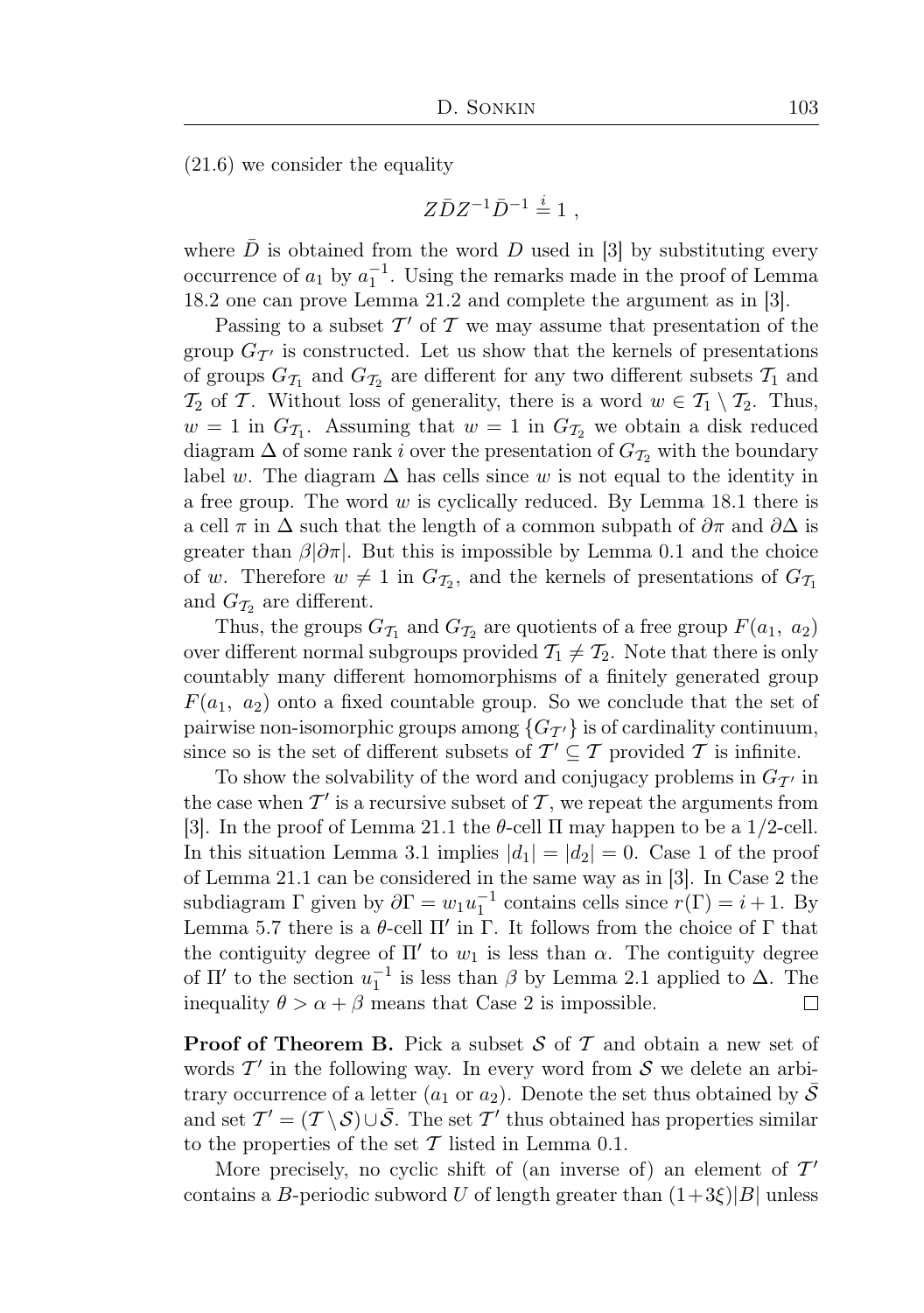(21.6) we consider the equality

$$Z\bar{D}Z^{-1}\bar{D}^{-1} \overset{i}{=} 1 \ ,$$

where $\bar{D}$ is obtained from the word $D$ used in [3] by substituting every occurrence of $a_1$ by $a_1^{-1}$. Using the remarks made in the proof of Lemma 18.2 one can prove Lemma 21.2 and complete the argument as in [3].

Passing to a subset $\mathcal{T}'$ of $\mathcal{T}$ we may assume that presentation of the group $G_{\mathcal{T}'}$ is constructed. Let us show that the kernels of presentations of groups $G_{\mathcal{T}_1}$ and $G_{\mathcal{T}_2}$ are different for any two different subsets $\mathcal{T}_1$ and $\mathcal{T}_2$ of $\mathcal{T}$. Without loss of generality, there is a word $w \in \mathcal{T}_1 \setminus \mathcal{T}_2$. Thus, $w = 1$ in $G_{\mathcal{T}_1}$. Assuming that $w = 1$ in $G_{\mathcal{T}_2}$ we obtain a disk reduced diagram $\Delta$ of some rank $i$ over the presentation of $G_{\mathcal{T}_2}$ with the boundary label $w$. The diagram $\Delta$ has cells since $w$ is not equal to the identity in a free group. The word $w$ is cyclically reduced. By Lemma 18.1 there is a cell $\pi$ in $\Delta$ such that the length of a common subpath of $\partial\pi$ and $\partial\Delta$ is greater than $\beta|\partial\pi|$. But this is impossible by Lemma 0.1 and the choice of $w$. Therefore $w \neq 1$ in $G_{\mathcal{T}_2}$, and the kernels of presentations of $G_{\mathcal{T}_1}$ and $G_{\mathcal{T}_2}$ are different.

Thus, the groups $G_{\mathcal{T}_1}$ and $G_{\mathcal{T}_2}$ are quotients of a free group $F(a_1,\ a_2)$ over different normal subgroups provided $\mathcal{T}_1 \neq \mathcal{T}_2$. Note that there is only countably many different homomorphisms of a finitely generated group $F(a_1,\ a_2)$ onto a fixed countable group. So we conclude that the set of pairwise non-isomorphic groups among $\{G_{\mathcal{T}'}\}$ is of cardinality continuum, since so is the set of different subsets of $\mathcal{T}' \subseteq \mathcal{T}$ provided $\mathcal{T}$ is infinite.

To show the solvability of the word and conjugacy problems in $G_{\mathcal{T}'}$ in the case when $\mathcal{T}'$ is a recursive subset of $\mathcal{T}$, we repeat the arguments from [3]. In the proof of Lemma 21.1 the $\theta$-cell $\Pi$ may happen to be a 1/2-cell. In this situation Lemma 3.1 implies $|d_1| = |d_2| = 0$. Case 1 of the proof of Lemma 21.1 can be considered in the same way as in [3]. In Case 2 the subdiagram $\Gamma$ given by $\partial\Gamma = w_1 u_1^{-1}$ contains cells since $r(\Gamma) = i+1$. By Lemma 5.7 there is a $\theta$-cell $\Pi'$ in $\Gamma$. It follows from the choice of $\Gamma$ that the contiguity degree of $\Pi'$ to $w_1$ is less than $\alpha$. The contiguity degree of $\Pi'$ to the section $u_1^{-1}$ is less than $\beta$ by Lemma 2.1 applied to $\Delta$. The inequality $\theta > \alpha + \beta$ means that Case 2 is impossible. □

**Proof of Theorem B.** Pick a subset $\mathcal{S}$ of $\mathcal{T}$ and obtain a new set of words $\mathcal{T}'$ in the following way. In every word from $\mathcal{S}$ we delete an arbitrary occurrence of a letter ($a_1$ or $a_2$). Denote the set thus obtained by $\bar{\mathcal{S}}$ and set $\mathcal{T}' = (\mathcal{T} \setminus \mathcal{S}) \cup \bar{\mathcal{S}}$. The set $\mathcal{T}'$ thus obtained has properties similar to the properties of the set $\mathcal{T}$ listed in Lemma 0.1.

More precisely, no cyclic shift of (an inverse of) an element of $\mathcal{T}'$ contains a $B$-periodic subword $U$ of length greater than $(1+3\xi)|B|$ unless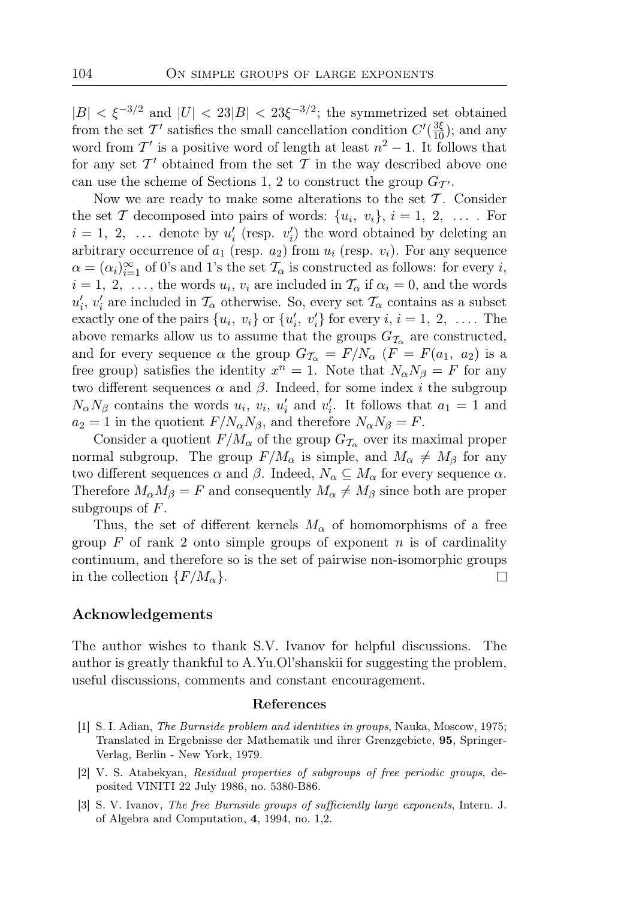$|B| < \xi^{-3/2}$ and $|U| < 23|B| < 23\xi^{-3/2}$; the symmetrized set obtained from the set $\mathcal{T}'$ satisfies the small cancellation condition $C'(\frac{3\xi}{10})$; and any word from $\mathcal{T}'$ is a positive word of length at least $n^2 - 1$. It follows that for any set $\mathcal{T}'$ obtained from the set $\mathcal{T}$ in the way described above one can use the scheme of Sections 1, 2 to construct the group $G_{\mathcal{T}'}$.

Now we are ready to make some alterations to the set $\mathcal{T}$. Consider the set $\mathcal{T}$ decomposed into pairs of words: $\{u_i,\ v_i\}$, $i = 1,\ 2,\ \dots$ . For $i = 1,\ 2,\ \dots$ denote by $u_i'$ (resp. $v_i'$) the word obtained by deleting an arbitrary occurrence of $a_1$ (resp. $a_2$) from $u_i$ (resp. $v_i$). For any sequence $\alpha = (\alpha_i)_{i=1}^{\infty}$ of 0's and 1's the set $\mathcal{T}_\alpha$ is constructed as follows: for every $i$, $i = 1,\ 2,\ \dots$, the words $u_i$, $v_i$ are included in $\mathcal{T}_\alpha$ if $\alpha_i = 0$, and the words $u_i'$, $v_i'$ are included in $\mathcal{T}_\alpha$ otherwise. So, every set $\mathcal{T}_\alpha$ contains as a subset exactly one of the pairs $\{u_i,\ v_i\}$ or $\{u_i',\ v_i'\}$ for every $i$, $i = 1,\ 2,\ \dots$. The above remarks allow us to assume that the groups $G_{\mathcal{T}_\alpha}$ are constructed, and for every sequence $\alpha$ the group $G_{\mathcal{T}_\alpha} = F/N_\alpha$ ($F = F(a_1,\ a_2)$ is a free group) satisfies the identity $x^n = 1$. Note that $N_\alpha N_\beta = F$ for any two different sequences $\alpha$ and $\beta$. Indeed, for some index $i$ the subgroup $N_\alpha N_\beta$ contains the words $u_i$, $v_i$, $u_i'$ and $v_i'$. It follows that $a_1 = 1$ and $a_2 = 1$ in the quotient $F/N_\alpha N_\beta$, and therefore $N_\alpha N_\beta = F$.

Consider a quotient $F/M_\alpha$ of the group $G_{\mathcal{T}_\alpha}$ over its maximal proper normal subgroup. The group $F/M_\alpha$ is simple, and $M_\alpha \neq M_\beta$ for any two different sequences $\alpha$ and $\beta$. Indeed, $N_\alpha \subseteq M_\alpha$ for every sequence $\alpha$. Therefore $M_\alpha M_\beta = F$ and consequently $M_\alpha \neq M_\beta$ since both are proper subgroups of $F$.

Thus, the set of different kernels $M_\alpha$ of homomorphisms of a free group $F$ of rank 2 onto simple groups of exponent $n$ is of cardinality continuum, and therefore so is the set of pairwise non-isomorphic groups in the collection $\{F/M_\alpha\}$. $\square$

## Acknowledgements

The author wishes to thank S.V. Ivanov for helpful discussions. The author is greatly thankful to A.Yu.Ol'shanskii for suggesting the problem, useful discussions, comments and constant encouragement.

### References

[1] S. I. Adian, *The Burnside problem and identities in groups*, Nauka, Moscow, 1975; Translated in Ergebnisse der Mathematik und ihrer Grenzgebiete, **95**, Springer-Verlag, Berlin - New York, 1979.

[2] V. S. Atabekyan, *Residual properties of subgroups of free periodic groups*, deposited VINITI 22 July 1986, no. 5380-B86.

[3] S. V. Ivanov, *The free Burnside groups of sufficiently large exponents*, Intern. J. of Algebra and Computation, **4**, 1994, no. 1,2.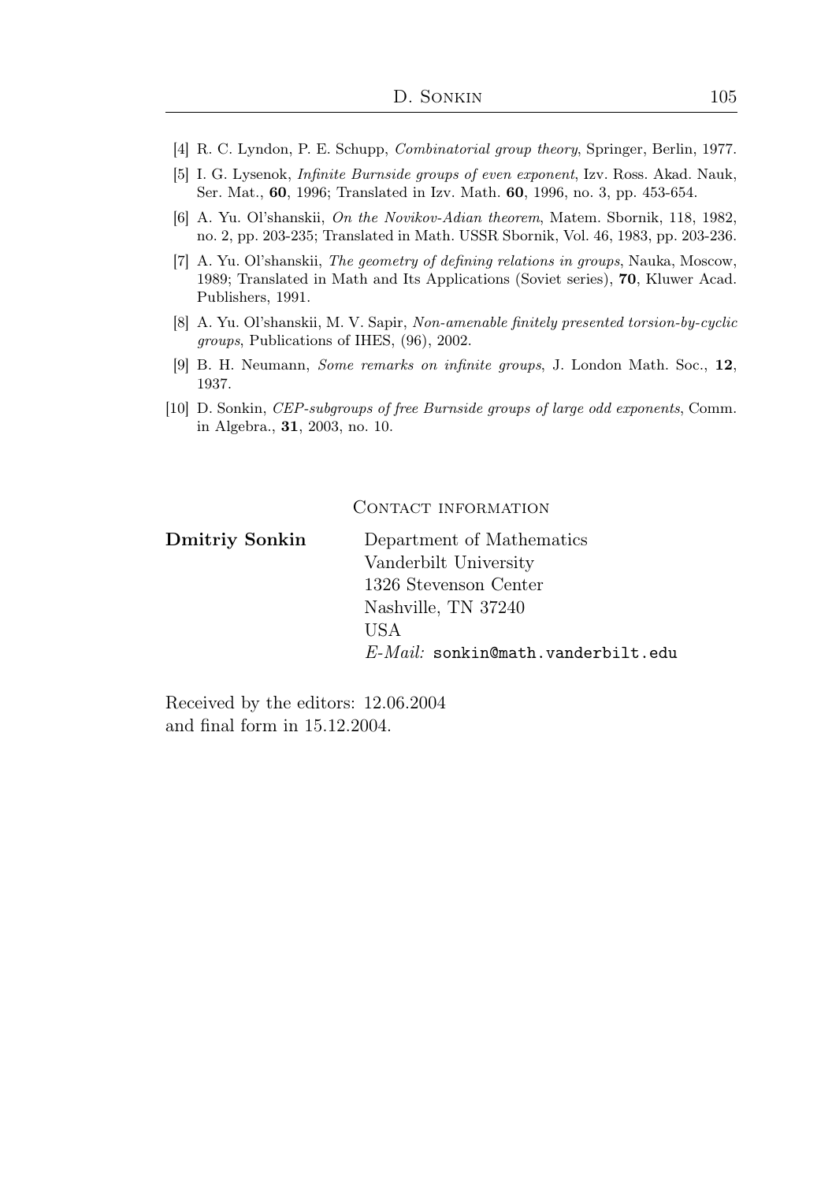[4] R. C. Lyndon, P. E. Schupp, *Combinatorial group theory*, Springer, Berlin, 1977.

[5] I. G. Lysenok, *Infinite Burnside groups of even exponent*, Izv. Ross. Akad. Nauk, Ser. Mat., **60**, 1996; Translated in Izv. Math. **60**, 1996, no. 3, pp. 453-654.

[6] A. Yu. Ol'shanskii, *On the Novikov-Adian theorem*, Matem. Sbornik, 118, 1982, no. 2, pp. 203-235; Translated in Math. USSR Sbornik, Vol. 46, 1983, pp. 203-236.

[7] A. Yu. Ol'shanskii, *The geometry of defining relations in groups*, Nauka, Moscow, 1989; Translated in Math and Its Applications (Soviet series), **70**, Kluwer Acad. Publishers, 1991.

[8] A. Yu. Ol'shanskii, M. V. Sapir, *Non-amenable finitely presented torsion-by-cyclic groups*, Publications of IHES, (96), 2002.

[9] B. H. Neumann, *Some remarks on infinite groups*, J. London Math. Soc., **12**, 1937.

[10] D. Sonkin, *CEP-subgroups of free Burnside groups of large odd exponents*, Comm. in Algebra., **31**, 2003, no. 10.

## Contact information

**Dmitriy Sonkin**

Department of Mathematics
Vanderbilt University
1326 Stevenson Center
Nashville, TN 37240
USA
*E-Mail:* sonkin@math.vanderbilt.edu

Received by the editors: 12.06.2004
and final form in 15.12.2004.